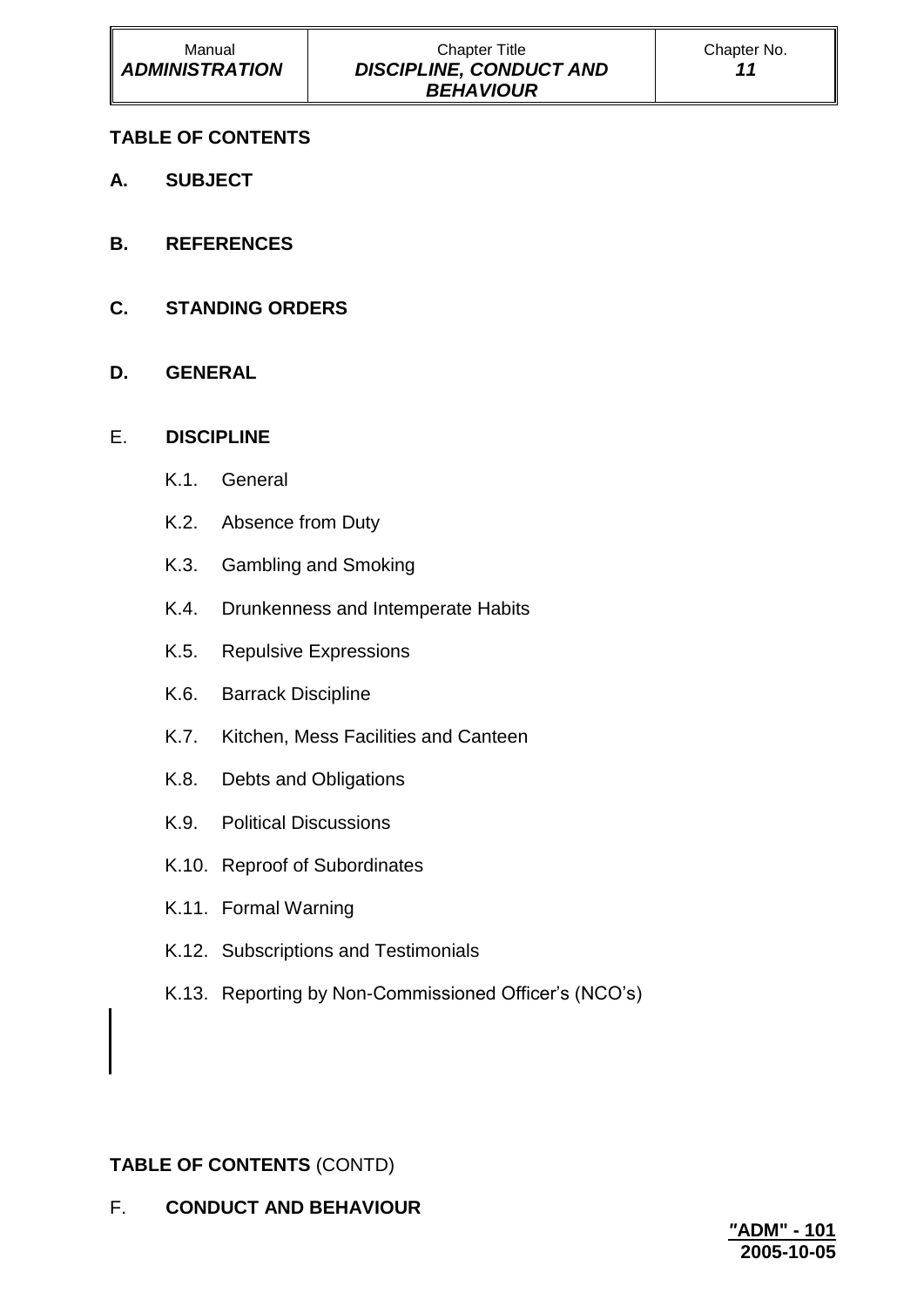**TABLE OF CONTENTS**

**A. SUBJECT**

**B. REFERENCES**

**C. STANDING ORDERS**

**D. GENERAL**

E. **DISCIPLINE**

- K.1. General
- K.2. Absence from Duty
- K.3. Gambling and Smoking
- K.4. Drunkenness and Intemperate Habits
- K.5. Repulsive Expressions
- K.6. Barrack Discipline
- K.7. Kitchen, Mess Facilities and Canteen
- K.8. Debts and Obligations
- K.9. Political Discussions
- K.10. Reproof of Subordinates
- K.11. Formal Warning
- K.12. Subscriptions and Testimonials
- K.13. Reporting by Non-Commissioned Officer's (NCO's)

**TABLE OF CONTENTS** (CONTD)

F. **CONDUCT AND BEHAVIOUR**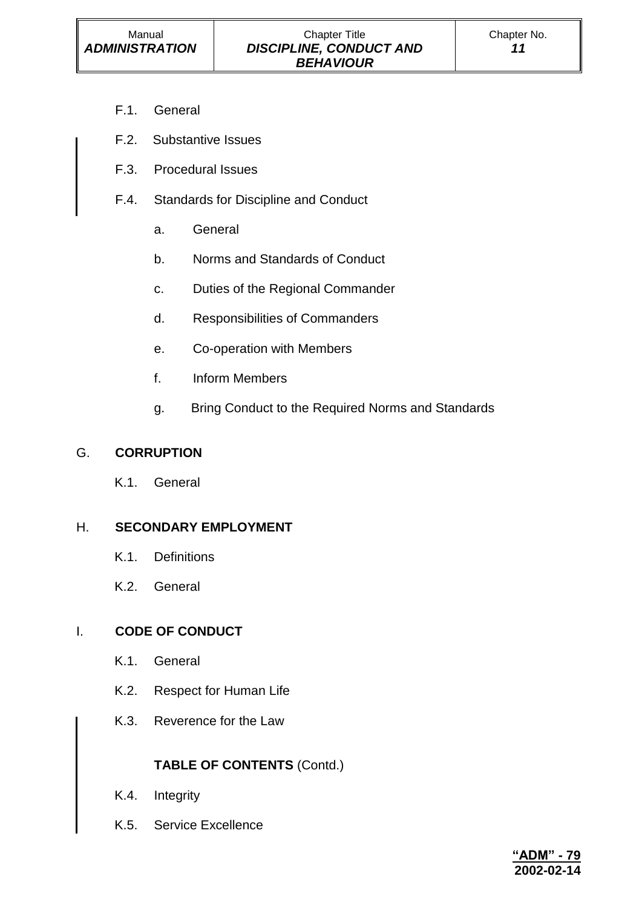F.1. General

F.2. Substantive Issues

F.3. Procedural Issues

F.4. Standards for Discipline and Conduct

a. General

b. Norms and Standards of Conduct

c. Duties of the Regional Commander

d. Responsibilities of Commanders

e. Co-operation with Members

f. Inform Members

g. Bring Conduct to the Required Norms and Standards

G. **CORRUPTION**

K.1. General

H. **SECONDARY EMPLOYMENT**

K.1. Definitions

K.2. General

I. **CODE OF CONDUCT**

K.1. General

K.2. Respect for Human Life

K.3. Reverence for the Law

**TABLE OF CONTENTS** (Contd.)

K.4. Integrity

K.5. Service Excellence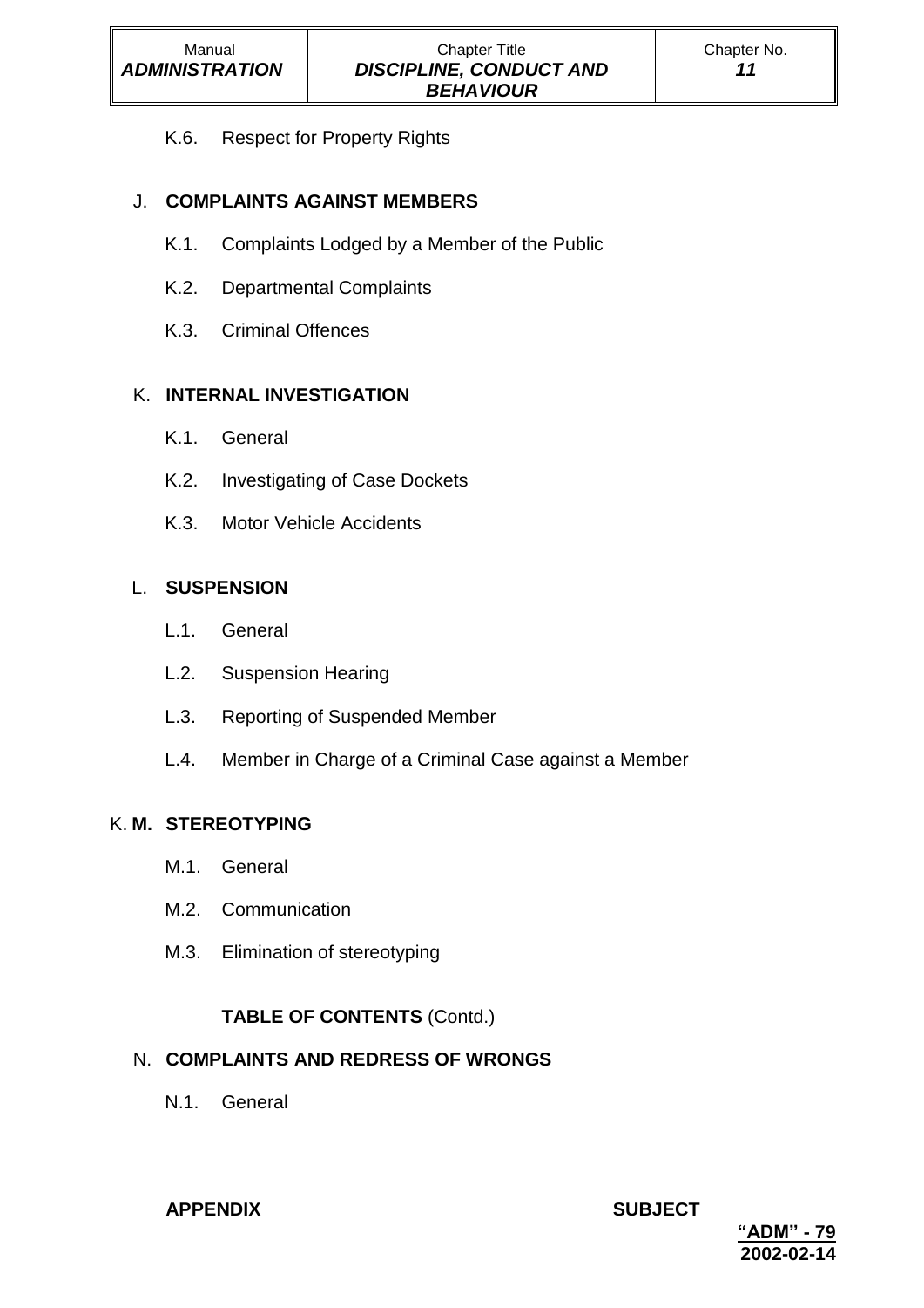K.6. Respect for Property Rights

J. **COMPLAINTS AGAINST MEMBERS**

K.1. Complaints Lodged by a Member of the Public

K.2. Departmental Complaints

K.3. Criminal Offences

K. **INTERNAL INVESTIGATION**

K.1. General

K.2. Investigating of Case Dockets

K.3. Motor Vehicle Accidents

L. **SUSPENSION**

L.1. General

L.2. Suspension Hearing

L.3. Reporting of Suspended Member

L.4. Member in Charge of a Criminal Case against a Member

K. **M. STEREOTYPING**

M.1. General

M.2. Communication

M.3. Elimination of stereotyping

**TABLE OF CONTENTS** (Contd.)

N. **COMPLAINTS AND REDRESS OF WRONGS**

N.1. General

**APPENDIX** **SUBJECT**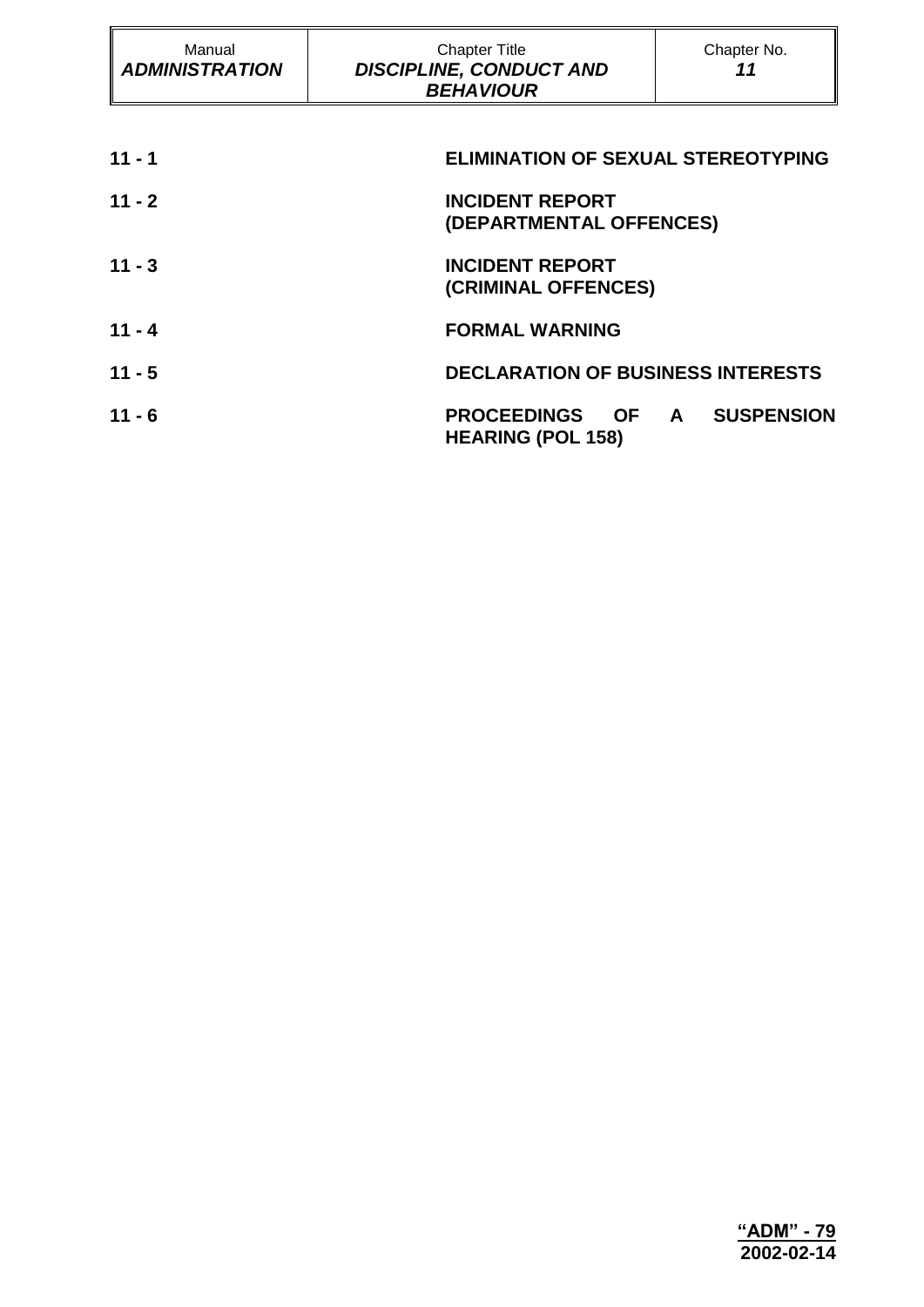| 11 - 1 | ELIMINATION OF SEXUAL STEREOTYPING |
|---|---|
| 11 - 2 | INCIDENT REPORT (DEPARTMENTAL OFFENCES) |
| 11 - 3 | INCIDENT REPORT (CRIMINAL OFFENCES) |
| 11 - 4 | FORMAL WARNING |
| 11 - 5 | DECLARATION OF BUSINESS INTERESTS |
| 11 - 6 | PROCEEDINGS OF A SUSPENSION HEARING (POL 158) |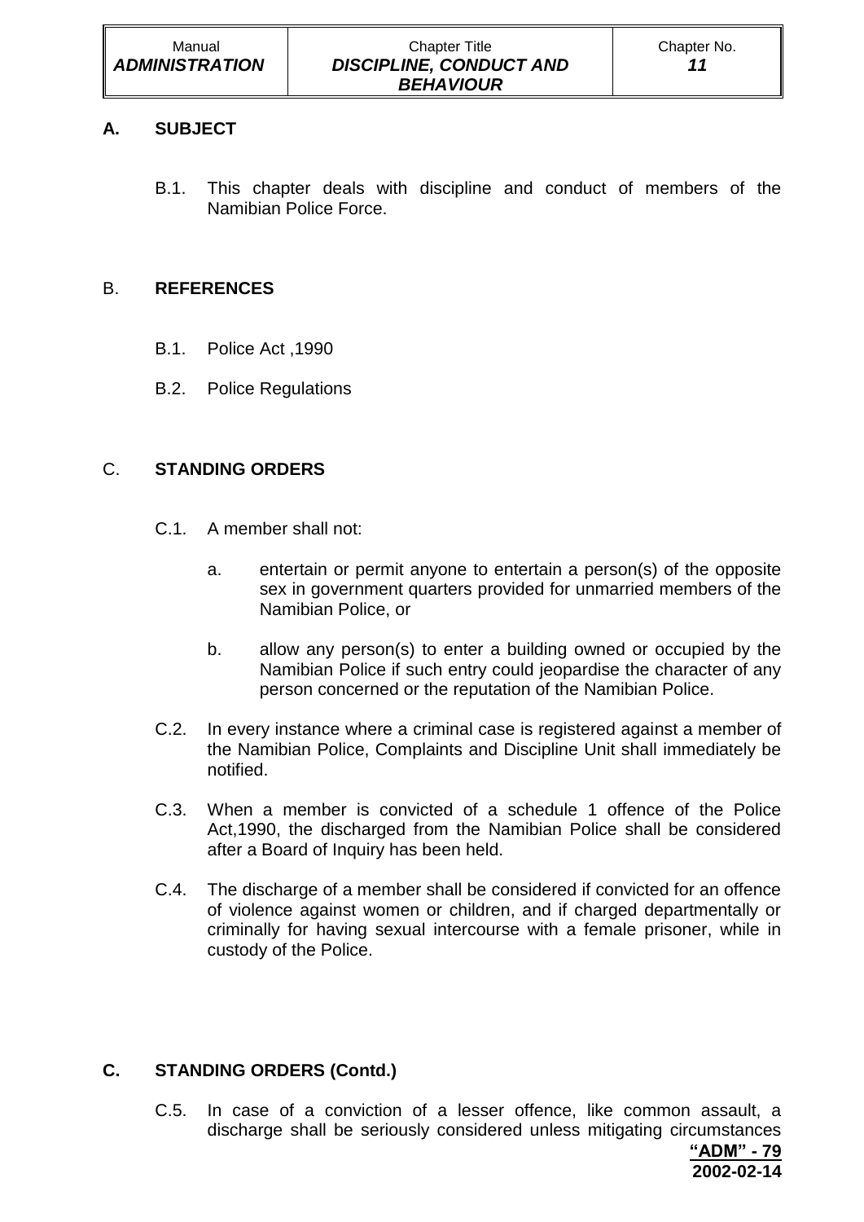## A. SUBJECT

B.1. This chapter deals with discipline and conduct of members of the Namibian Police Force.

## B. REFERENCES

B.1. Police Act ,1990

B.2. Police Regulations

## C. STANDING ORDERS

C.1. A member shall not:

a. entertain or permit anyone to entertain a person(s) of the opposite sex in government quarters provided for unmarried members of the Namibian Police, or

b. allow any person(s) to enter a building owned or occupied by the Namibian Police if such entry could jeopardise the character of any person concerned or the reputation of the Namibian Police.

C.2. In every instance where a criminal case is registered against a member of the Namibian Police, Complaints and Discipline Unit shall immediately be notified.

C.3. When a member is convicted of a schedule 1 offence of the Police Act,1990, the discharged from the Namibian Police shall be considered after a Board of Inquiry has been held.

C.4. The discharge of a member shall be considered if convicted for an offence of violence against women or children, and if charged departmentally or criminally for having sexual intercourse with a female prisoner, while in custody of the Police.

## C. STANDING ORDERS (Contd.)

C.5. In case of a conviction of a lesser offence, like common assault, a discharge shall be seriously considered unless mitigating circumstances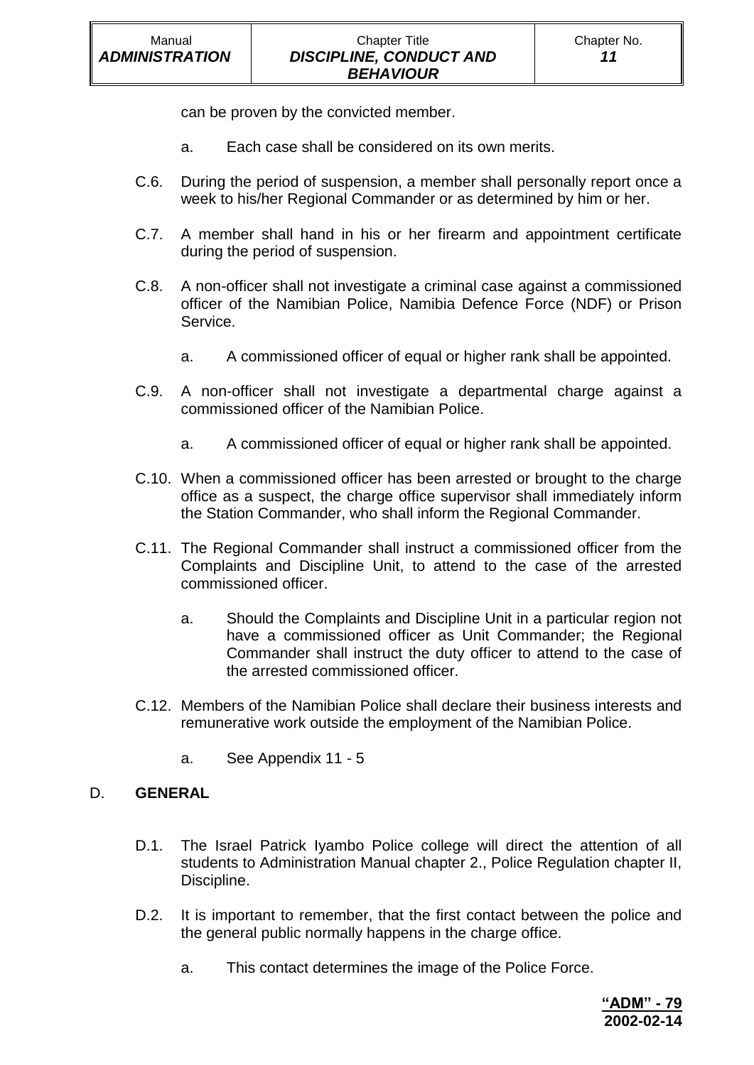can be proven by the convicted member.

a. Each case shall be considered on its own merits.

C.6. During the period of suspension, a member shall personally report once a week to his/her Regional Commander or as determined by him or her.

C.7. A member shall hand in his or her firearm and appointment certificate during the period of suspension.

C.8. A non-officer shall not investigate a criminal case against a commissioned officer of the Namibian Police, Namibia Defence Force (NDF) or Prison Service.

a. A commissioned officer of equal or higher rank shall be appointed.

C.9. A non-officer shall not investigate a departmental charge against a commissioned officer of the Namibian Police.

a. A commissioned officer of equal or higher rank shall be appointed.

C.10. When a commissioned officer has been arrested or brought to the charge office as a suspect, the charge office supervisor shall immediately inform the Station Commander, who shall inform the Regional Commander.

C.11. The Regional Commander shall instruct a commissioned officer from the Complaints and Discipline Unit, to attend to the case of the arrested commissioned officer.

a. Should the Complaints and Discipline Unit in a particular region not have a commissioned officer as Unit Commander; the Regional Commander shall instruct the duty officer to attend to the case of the arrested commissioned officer.

C.12. Members of the Namibian Police shall declare their business interests and remunerative work outside the employment of the Namibian Police.

a. See Appendix 11 - 5

## D. GENERAL

D.1. The Israel Patrick Iyambo Police college will direct the attention of all students to Administration Manual chapter 2., Police Regulation chapter II, Discipline.

D.2. It is important to remember, that the first contact between the police and the general public normally happens in the charge office.

a. This contact determines the image of the Police Force.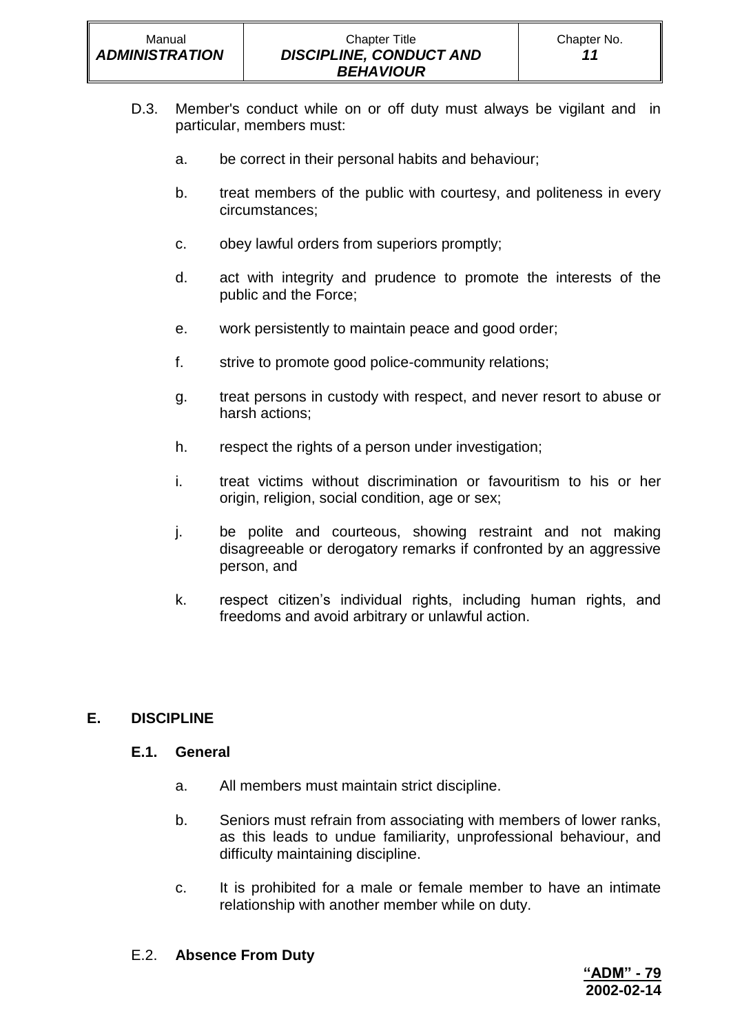D.3. Member's conduct while on or off duty must always be vigilant and in particular, members must:

a. be correct in their personal habits and behaviour;

b. treat members of the public with courtesy, and politeness in every circumstances;

c. obey lawful orders from superiors promptly;

d. act with integrity and prudence to promote the interests of the public and the Force;

e. work persistently to maintain peace and good order;

f. strive to promote good police-community relations;

g. treat persons in custody with respect, and never resort to abuse or harsh actions;

h. respect the rights of a person under investigation;

i. treat victims without discrimination or favouritism to his or her origin, religion, social condition, age or sex;

j. be polite and courteous, showing restraint and not making disagreeable or derogatory remarks if confronted by an aggressive person, and

k. respect citizen's individual rights, including human rights, and freedoms and avoid arbitrary or unlawful action.

## E. DISCIPLINE

### E.1. General

a. All members must maintain strict discipline.

b. Seniors must refrain from associating with members of lower ranks, as this leads to undue familiarity, unprofessional behaviour, and difficulty maintaining discipline.

c. It is prohibited for a male or female member to have an intimate relationship with another member while on duty.

### E.2. **Absence From Duty**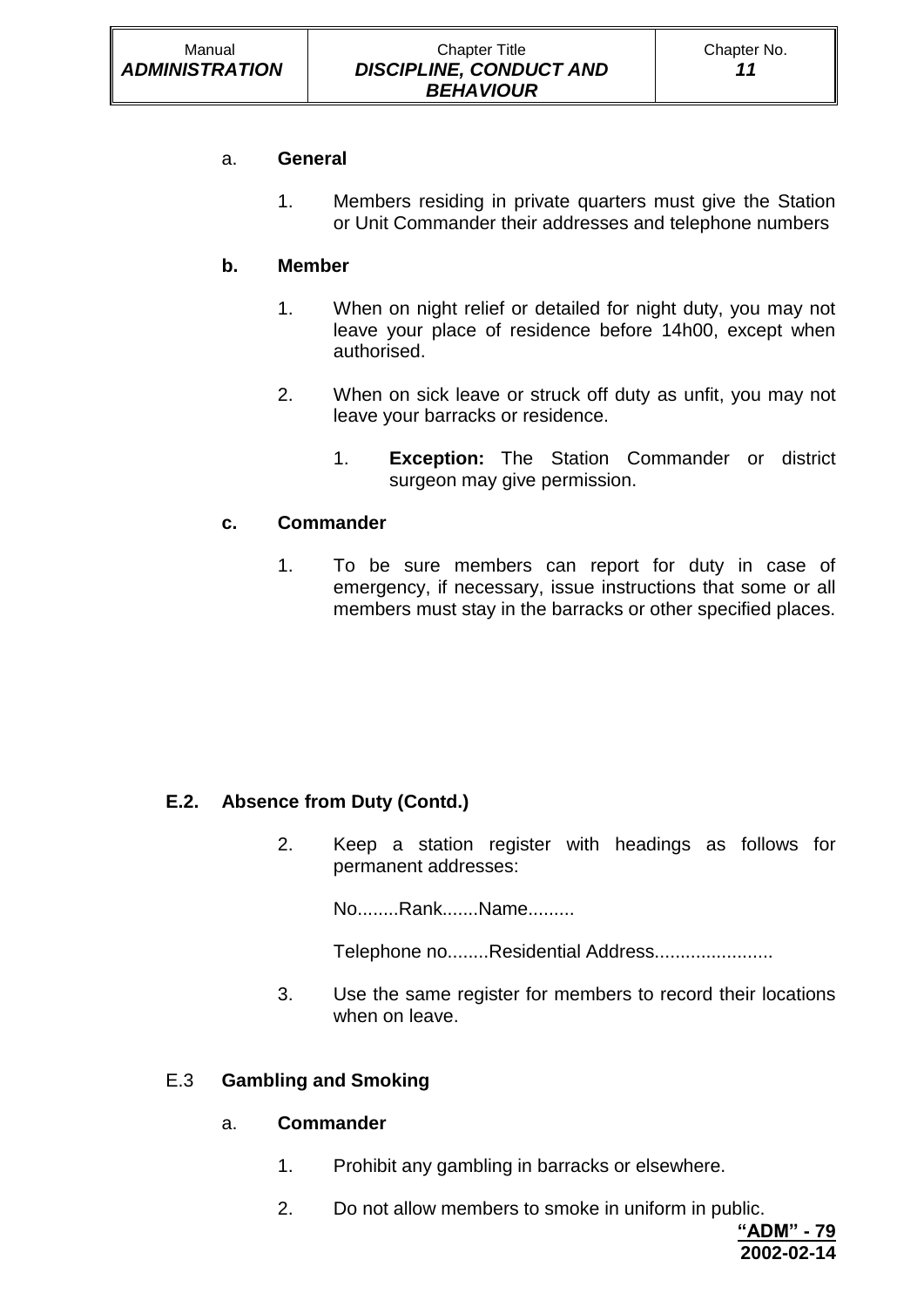a. **General**

1. Members residing in private quarters must give the Station or Unit Commander their addresses and telephone numbers

**b. Member**

1. When on night relief or detailed for night duty, you may not leave your place of residence before 14h00, except when authorised.

2. When on sick leave or struck off duty as unfit, you may not leave your barracks or residence.

    1. **Exception:** The Station Commander or district surgeon may give permission.

**c. Commander**

1. To be sure members can report for duty in case of emergency, if necessary, issue instructions that some or all members must stay in the barracks or other specified places.

**E.2. Absence from Duty (Contd.)**

2. Keep a station register with headings as follows for permanent addresses:

    No........Rank.......Name.........

    Telephone no........Residential Address......................

3. Use the same register for members to record their locations when on leave.

E.3 **Gambling and Smoking**

a. **Commander**

1. Prohibit any gambling in barracks or elsewhere.

2. Do not allow members to smoke in uniform in public.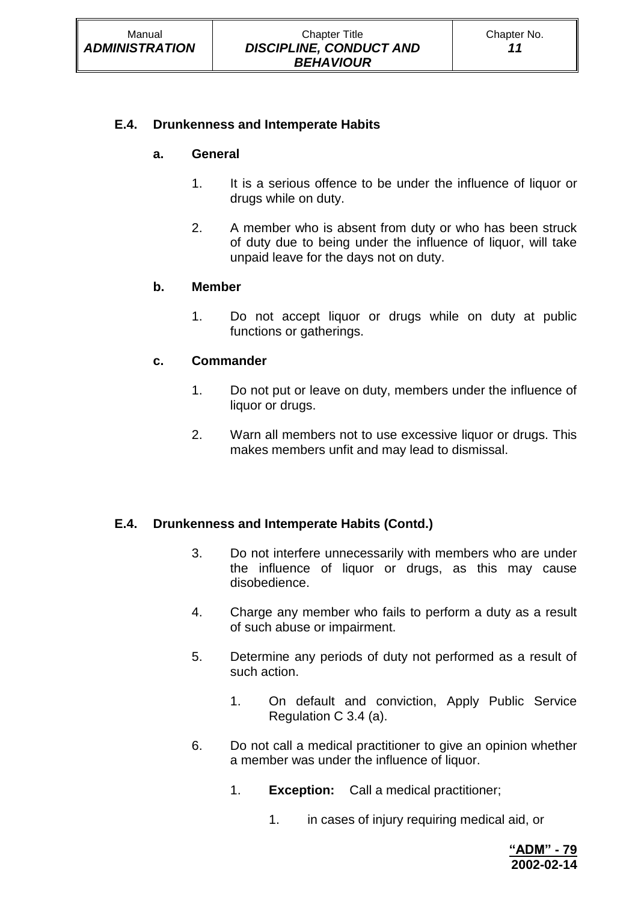## E.4. Drunkenness and Intemperate Habits

### a. General

1. It is a serious offence to be under the influence of liquor or drugs while on duty.

2. A member who is absent from duty or who has been struck of duty due to being under the influence of liquor, will take unpaid leave for the days not on duty.

### b. Member

1. Do not accept liquor or drugs while on duty at public functions or gatherings.

### c. Commander

1. Do not put or leave on duty, members under the influence of liquor or drugs.

2. Warn all members not to use excessive liquor or drugs. This makes members unfit and may lead to dismissal.

## E.4. Drunkenness and Intemperate Habits (Contd.)

3. Do not interfere unnecessarily with members who are under the influence of liquor or drugs, as this may cause disobedience.

4. Charge any member who fails to perform a duty as a result of such abuse or impairment.

5. Determine any periods of duty not performed as a result of such action.

    1. On default and conviction, Apply Public Service Regulation C 3.4 (a).

6. Do not call a medical practitioner to give an opinion whether a member was under the influence of liquor.

    1. **Exception:** Call a medical practitioner;

        1. in cases of injury requiring medical aid, or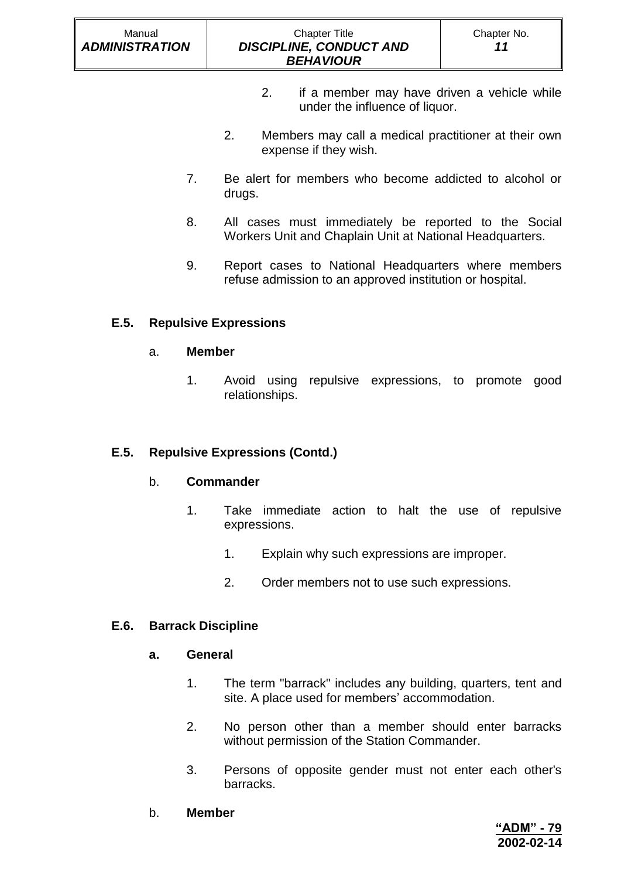2. if a member may have driven a vehicle while under the influence of liquor.

2. Members may call a medical practitioner at their own expense if they wish.

7. Be alert for members who become addicted to alcohol or drugs.

8. All cases must immediately be reported to the Social Workers Unit and Chaplain Unit at National Headquarters.

9. Report cases to National Headquarters where members refuse admission to an approved institution or hospital.

### E.5. Repulsive Expressions

a. **Member**

1. Avoid using repulsive expressions, to promote good relationships.

### E.5. Repulsive Expressions (Contd.)

b. **Commander**

1. Take immediate action to halt the use of repulsive expressions.

   1. Explain why such expressions are improper.

   2. Order members not to use such expressions.

### E.6. Barrack Discipline

**a. General**

1. The term "barrack" includes any building, quarters, tent and site. A place used for members' accommodation.

2. No person other than a member should enter barracks without permission of the Station Commander.

3. Persons of opposite gender must not enter each other's barracks.

b. **Member**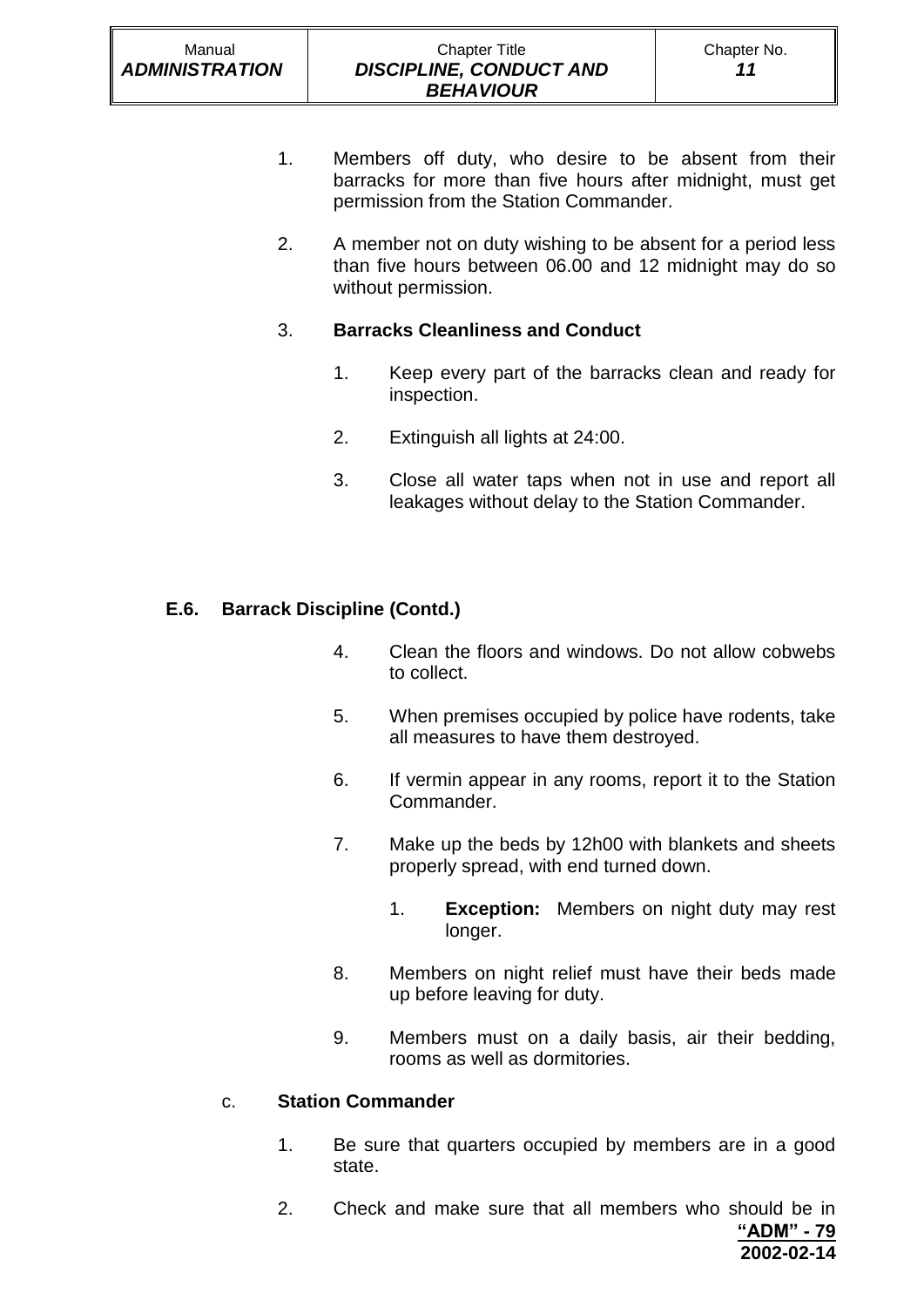1. Members off duty, who desire to be absent from their barracks for more than five hours after midnight, must get permission from the Station Commander.

2. A member not on duty wishing to be absent for a period less than five hours between 06.00 and 12 midnight may do so without permission.

3. **Barracks Cleanliness and Conduct**

   1. Keep every part of the barracks clean and ready for inspection.

   2. Extinguish all lights at 24:00.

   3. Close all water taps when not in use and report all leakages without delay to the Station Commander.

## E.6. Barrack Discipline (Contd.)

   4. Clean the floors and windows. Do not allow cobwebs to collect.

   5. When premises occupied by police have rodents, take all measures to have them destroyed.

   6. If vermin appear in any rooms, report it to the Station Commander.

   7. Make up the beds by 12h00 with blankets and sheets properly spread, with end turned down.

      1. **Exception:** Members on night duty may rest longer.

   8. Members on night relief must have their beds made up before leaving for duty.

   9. Members must on a daily basis, air their bedding, rooms as well as dormitories.

c. **Station Commander**

1. Be sure that quarters occupied by members are in a good state.

2. Check and make sure that all members who should be in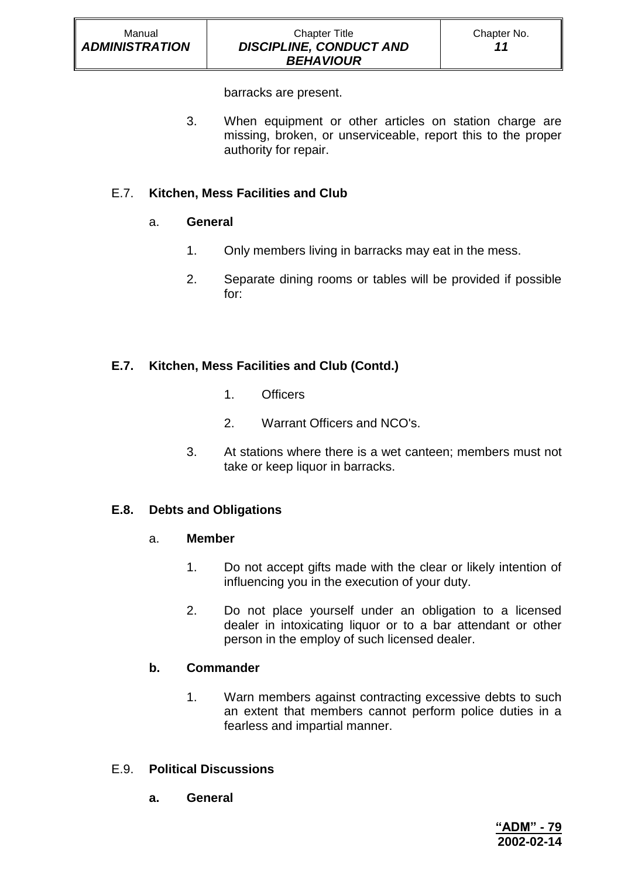barracks are present.

3. When equipment or other articles on station charge are missing, broken, or unserviceable, report this to the proper authority for repair.

## E.7. **Kitchen, Mess Facilities and Club**

### a. **General**

1. Only members living in barracks may eat in the mess.

2. Separate dining rooms or tables will be provided if possible for:

## **E.7. Kitchen, Mess Facilities and Club (Contd.)**

1. Officers

2. Warrant Officers and NCO's.

3. At stations where there is a wet canteen; members must not take or keep liquor in barracks.

## **E.8. Debts and Obligations**

### a. **Member**

1. Do not accept gifts made with the clear or likely intention of influencing you in the execution of your duty.

2. Do not place yourself under an obligation to a licensed dealer in intoxicating liquor or to a bar attendant or other person in the employ of such licensed dealer.

### **b. Commander**

1. Warn members against contracting excessive debts to such an extent that members cannot perform police duties in a fearless and impartial manner.

## E.9. **Political Discussions**

### **a. General**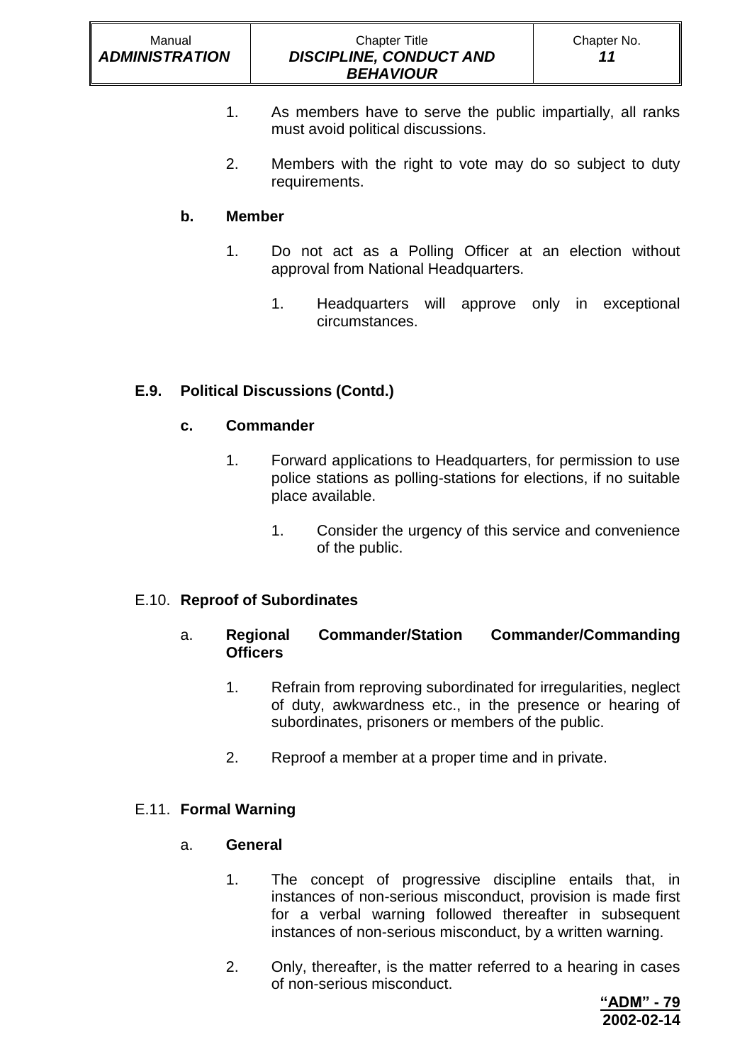1. As members have to serve the public impartially, all ranks must avoid political discussions.

2. Members with the right to vote may do so subject to duty requirements.

**b. Member**

1. Do not act as a Polling Officer at an election without approval from National Headquarters.

    1. Headquarters will approve only in exceptional circumstances.

## E.9. Political Discussions (Contd.)

**c. Commander**

1. Forward applications to Headquarters, for permission to use police stations as polling-stations for elections, if no suitable place available.

    1. Consider the urgency of this service and convenience of the public.

## E.10. Reproof of Subordinates

a. **Regional Commander/Station Commander/Commanding Officers**

1. Refrain from reproving subordinated for irregularities, neglect of duty, awkwardness etc., in the presence or hearing of subordinates, prisoners or members of the public.

2. Reproof a member at a proper time and in private.

## E.11. Formal Warning

a. **General**

1. The concept of progressive discipline entails that, in instances of non-serious misconduct, provision is made first for a verbal warning followed thereafter in subsequent instances of non-serious misconduct, by a written warning.

2. Only, thereafter, is the matter referred to a hearing in cases of non-serious misconduct.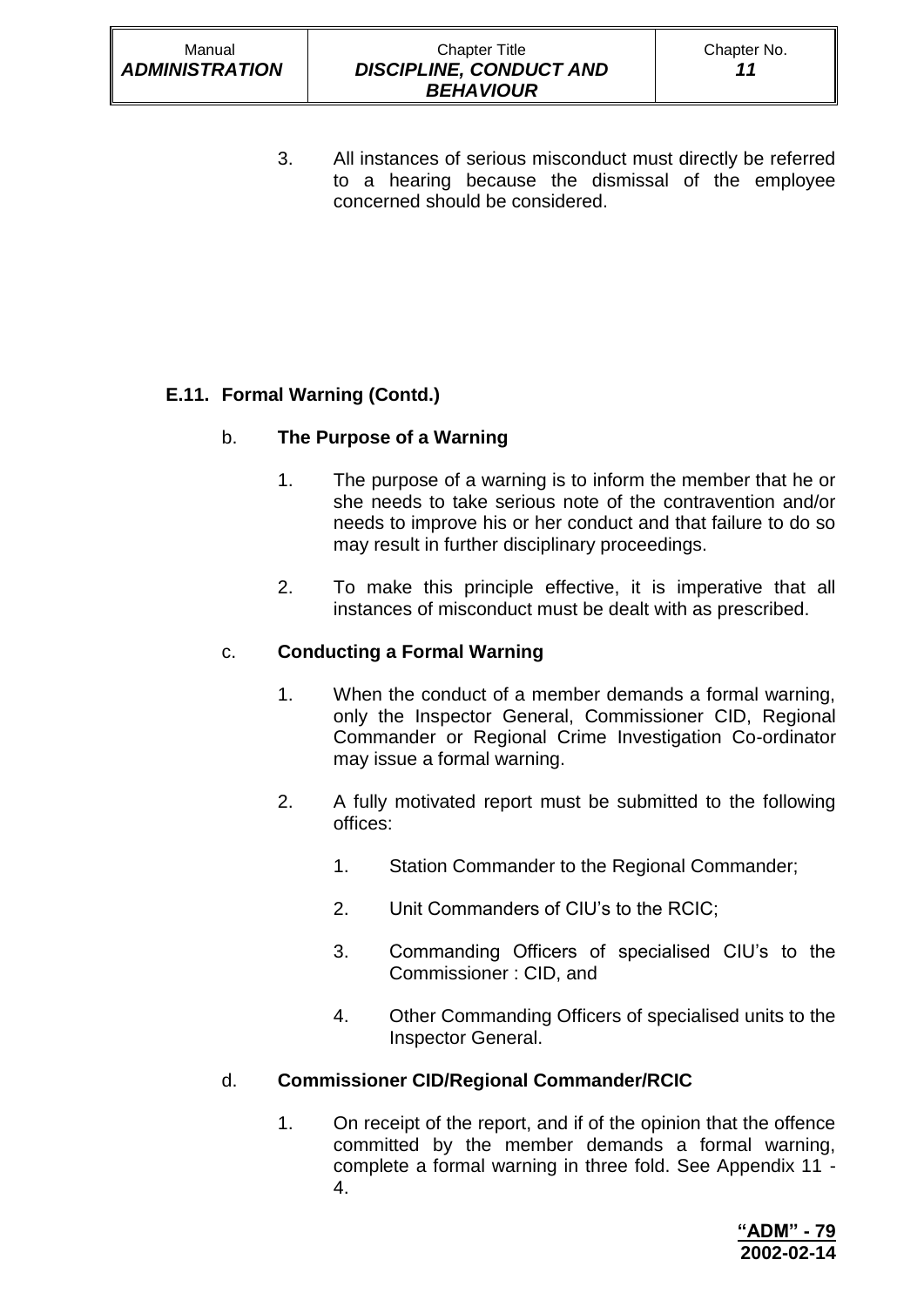3. All instances of serious misconduct must directly be referred to a hearing because the dismissal of the employee concerned should be considered.

## E.11. Formal Warning (Contd.)

### b. The Purpose of a Warning

1. The purpose of a warning is to inform the member that he or she needs to take serious note of the contravention and/or needs to improve his or her conduct and that failure to do so may result in further disciplinary proceedings.

2. To make this principle effective, it is imperative that all instances of misconduct must be dealt with as prescribed.

### c. Conducting a Formal Warning

1. When the conduct of a member demands a formal warning, only the Inspector General, Commissioner CID, Regional Commander or Regional Crime Investigation Co-ordinator may issue a formal warning.

2. A fully motivated report must be submitted to the following offices:

    1. Station Commander to the Regional Commander;

    2. Unit Commanders of CIU's to the RCIC;

    3. Commanding Officers of specialised CIU's to the Commissioner : CID, and

    4. Other Commanding Officers of specialised units to the Inspector General.

### d. Commissioner CID/Regional Commander/RCIC

1. On receipt of the report, and if of the opinion that the offence committed by the member demands a formal warning, complete a formal warning in three fold. See Appendix 11 - 4.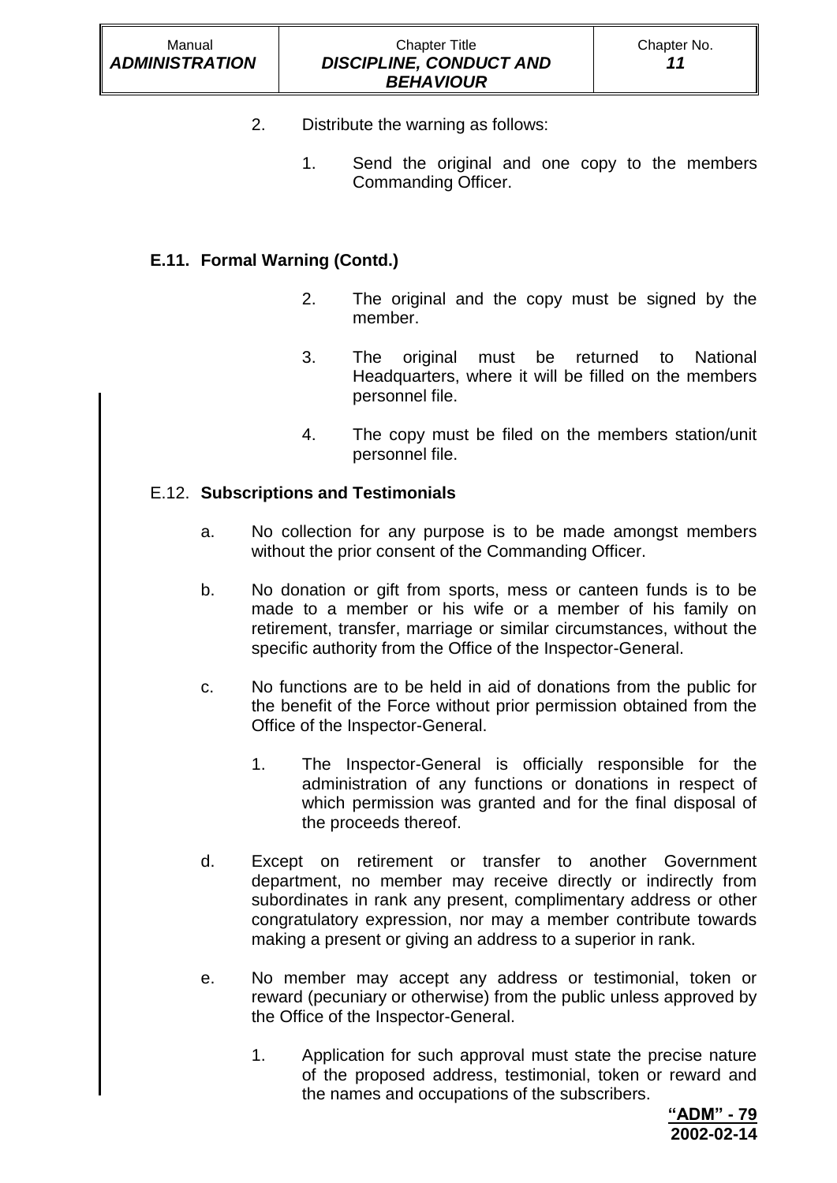2. Distribute the warning as follows:

   1. Send the original and one copy to the members Commanding Officer.

**E.11. Formal Warning (Contd.)**

   2. The original and the copy must be signed by the member.

   3. The original must be returned to National Headquarters, where it will be filled on the members personnel file.

   4. The copy must be filed on the members station/unit personnel file.

E.12. **Subscriptions and Testimonials**

a. No collection for any purpose is to be made amongst members without the prior consent of the Commanding Officer.

b. No donation or gift from sports, mess or canteen funds is to be made to a member or his wife or a member of his family on retirement, transfer, marriage or similar circumstances, without the specific authority from the Office of the Inspector-General.

c. No functions are to be held in aid of donations from the public for the benefit of the Force without prior permission obtained from the Office of the Inspector-General.

   1. The Inspector-General is officially responsible for the administration of any functions or donations in respect of which permission was granted and for the final disposal of the proceeds thereof.

d. Except on retirement or transfer to another Government department, no member may receive directly or indirectly from subordinates in rank any present, complimentary address or other congratulatory expression, nor may a member contribute towards making a present or giving an address to a superior in rank.

e. No member may accept any address or testimonial, token or reward (pecuniary or otherwise) from the public unless approved by the Office of the Inspector-General.

   1. Application for such approval must state the precise nature of the proposed address, testimonial, token or reward and the names and occupations of the subscribers.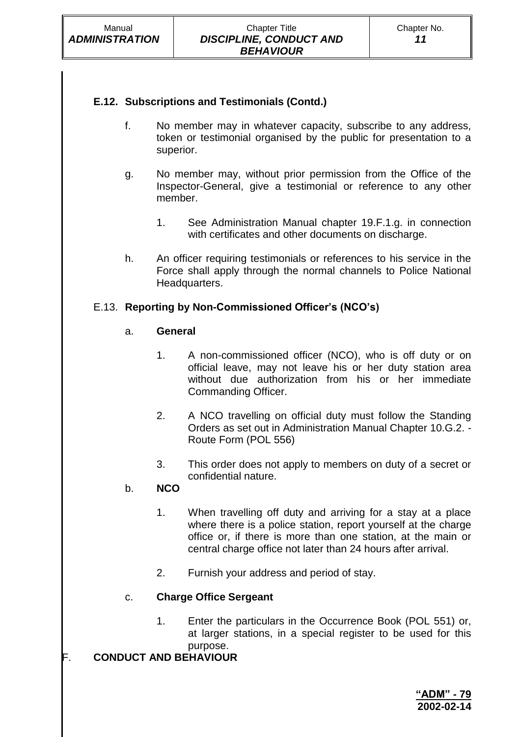**E.12. Subscriptions and Testimonials (Contd.)**

f. No member may in whatever capacity, subscribe to any address, token or testimonial organised by the public for presentation to a superior.

g. No member may, without prior permission from the Office of the Inspector-General, give a testimonial or reference to any other member.

1. See Administration Manual chapter 19.F.1.g. in connection with certificates and other documents on discharge.

h. An officer requiring testimonials or references to his service in the Force shall apply through the normal channels to Police National Headquarters.

E.13. **Reporting by Non-Commissioned Officer's (NCO's)**

a. **General**

1. A non-commissioned officer (NCO), who is off duty or on official leave, may not leave his or her duty station area without due authorization from his or her immediate Commanding Officer.

2. A NCO travelling on official duty must follow the Standing Orders as set out in Administration Manual Chapter 10.G.2. - Route Form (POL 556)

3. This order does not apply to members on duty of a secret or confidential nature.

b. **NCO**

1. When travelling off duty and arriving for a stay at a place where there is a police station, report yourself at the charge office or, if there is more than one station, at the main or central charge office not later than 24 hours after arrival.

2. Furnish your address and period of stay.

c. **Charge Office Sergeant**

1. Enter the particulars in the Occurrence Book (POL 551) or, at larger stations, in a special register to be used for this purpose.

F. **CONDUCT AND BEHAVIOUR**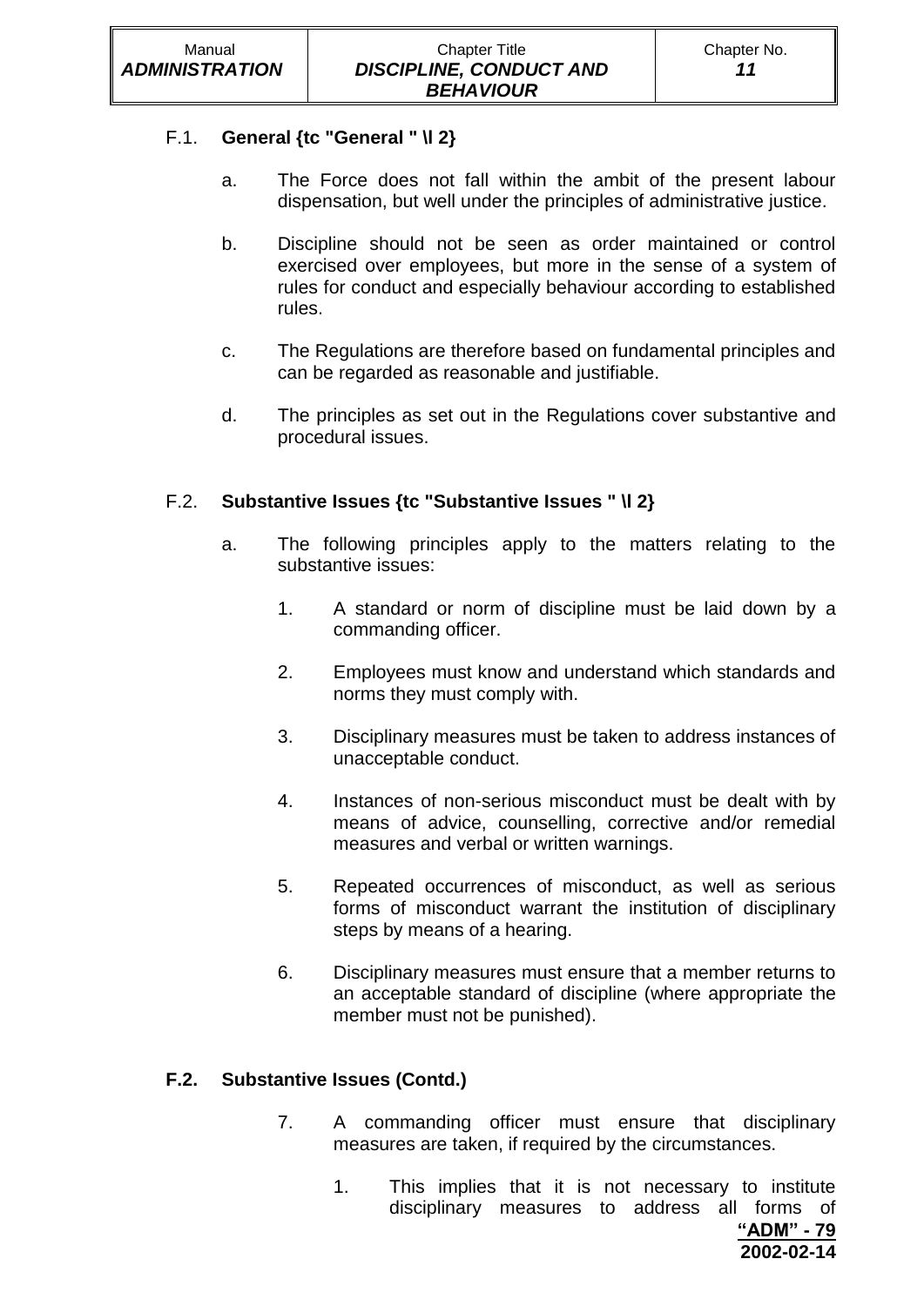## F.1. General {tc "General " \l 2}

a. The Force does not fall within the ambit of the present labour dispensation, but well under the principles of administrative justice.

b. Discipline should not be seen as order maintained or control exercised over employees, but more in the sense of a system of rules for conduct and especially behaviour according to established rules.

c. The Regulations are therefore based on fundamental principles and can be regarded as reasonable and justifiable.

d. The principles as set out in the Regulations cover substantive and procedural issues.

## F.2. Substantive Issues {tc "Substantive Issues " \l 2}

a. The following principles apply to the matters relating to the substantive issues:

1. A standard or norm of discipline must be laid down by a commanding officer.

2. Employees must know and understand which standards and norms they must comply with.

3. Disciplinary measures must be taken to address instances of unacceptable conduct.

4. Instances of non-serious misconduct must be dealt with by means of advice, counselling, corrective and/or remedial measures and verbal or written warnings.

5. Repeated occurrences of misconduct, as well as serious forms of misconduct warrant the institution of disciplinary steps by means of a hearing.

6. Disciplinary measures must ensure that a member returns to an acceptable standard of discipline (where appropriate the member must not be punished).

## F.2. Substantive Issues (Contd.)

7. A commanding officer must ensure that disciplinary measures are taken, if required by the circumstances.

   1. This implies that it is not necessary to institute disciplinary measures to address all forms of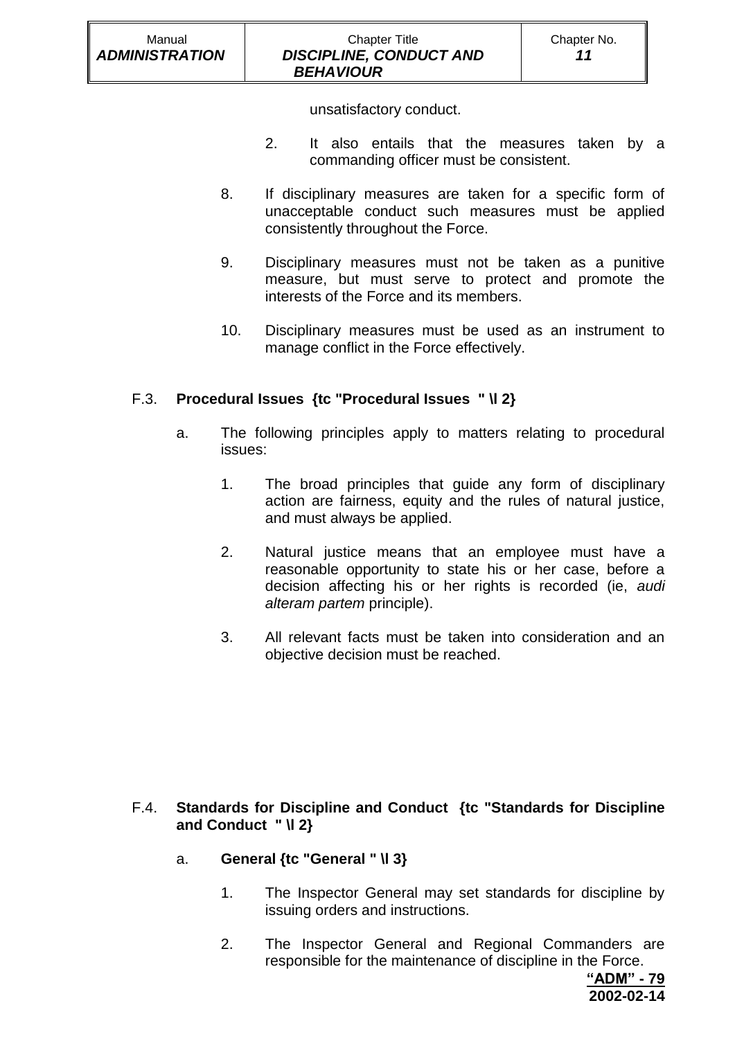unsatisfactory conduct.

2. It also entails that the measures taken by a commanding officer must be consistent.

8. If disciplinary measures are taken for a specific form of unacceptable conduct such measures must be applied consistently throughout the Force.

9. Disciplinary measures must not be taken as a punitive measure, but must serve to protect and promote the interests of the Force and its members.

10. Disciplinary measures must be used as an instrument to manage conflict in the Force effectively.

## F.3. Procedural Issues {tc "Procedural Issues " \l 2}

a. The following principles apply to matters relating to procedural issues:

1. The broad principles that guide any form of disciplinary action are fairness, equity and the rules of natural justice, and must always be applied.

2. Natural justice means that an employee must have a reasonable opportunity to state his or her case, before a decision affecting his or her rights is recorded (ie, *audi alteram partem* principle).

3. All relevant facts must be taken into consideration and an objective decision must be reached.

## F.4. Standards for Discipline and Conduct {tc "Standards for Discipline and Conduct " \l 2}

### a. General {tc "General " \l 3}

1. The Inspector General may set standards for discipline by issuing orders and instructions.

2. The Inspector General and Regional Commanders are responsible for the maintenance of discipline in the Force.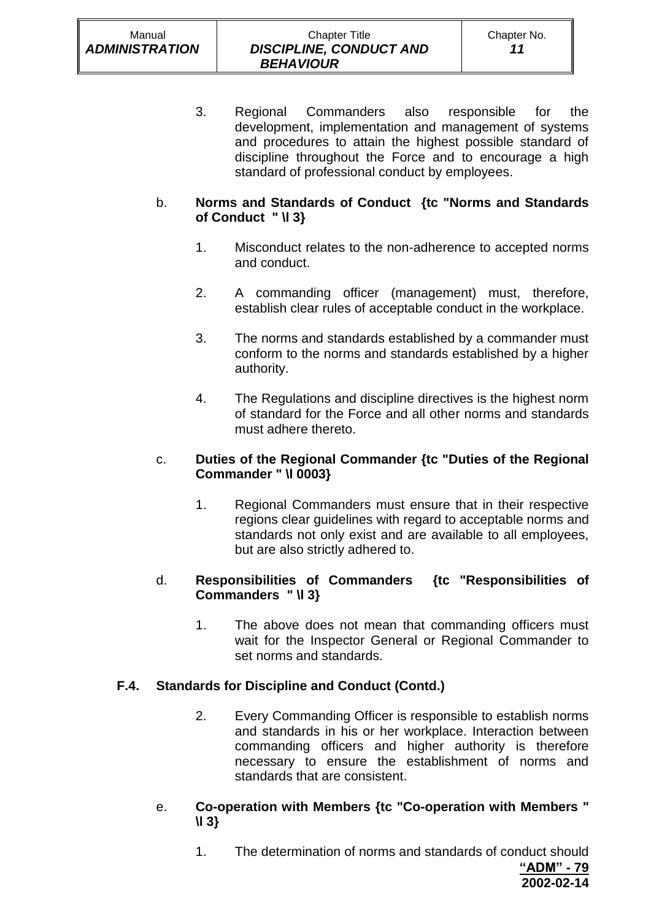3. Regional Commanders also responsible for the development, implementation and management of systems and procedures to attain the highest possible standard of discipline throughout the Force and to encourage a high standard of professional conduct by employees.

b. **Norms and Standards of Conduct {tc "Norms and Standards of Conduct " \l 3}**

1. Misconduct relates to the non-adherence to accepted norms and conduct.

2. A commanding officer (management) must, therefore, establish clear rules of acceptable conduct in the workplace.

3. The norms and standards established by a commander must conform to the norms and standards established by a higher authority.

4. The Regulations and discipline directives is the highest norm of standard for the Force and all other norms and standards must adhere thereto.

c. **Duties of the Regional Commander {tc "Duties of the Regional Commander " \l 0003}**

1. Regional Commanders must ensure that in their respective regions clear guidelines with regard to acceptable norms and standards not only exist and are available to all employees, but are also strictly adhered to.

d. **Responsibilities of Commanders {tc "Responsibilities of Commanders " \l 3}**

1. The above does not mean that commanding officers must wait for the Inspector General or Regional Commander to set norms and standards.

## F.4. Standards for Discipline and Conduct (Contd.)

2. Every Commanding Officer is responsible to establish norms and standards in his or her workplace. Interaction between commanding officers and higher authority is therefore necessary to ensure the establishment of norms and standards that are consistent.

e. **Co-operation with Members {tc "Co-operation with Members " \l 3}**

1. The determination of norms and standards of conduct should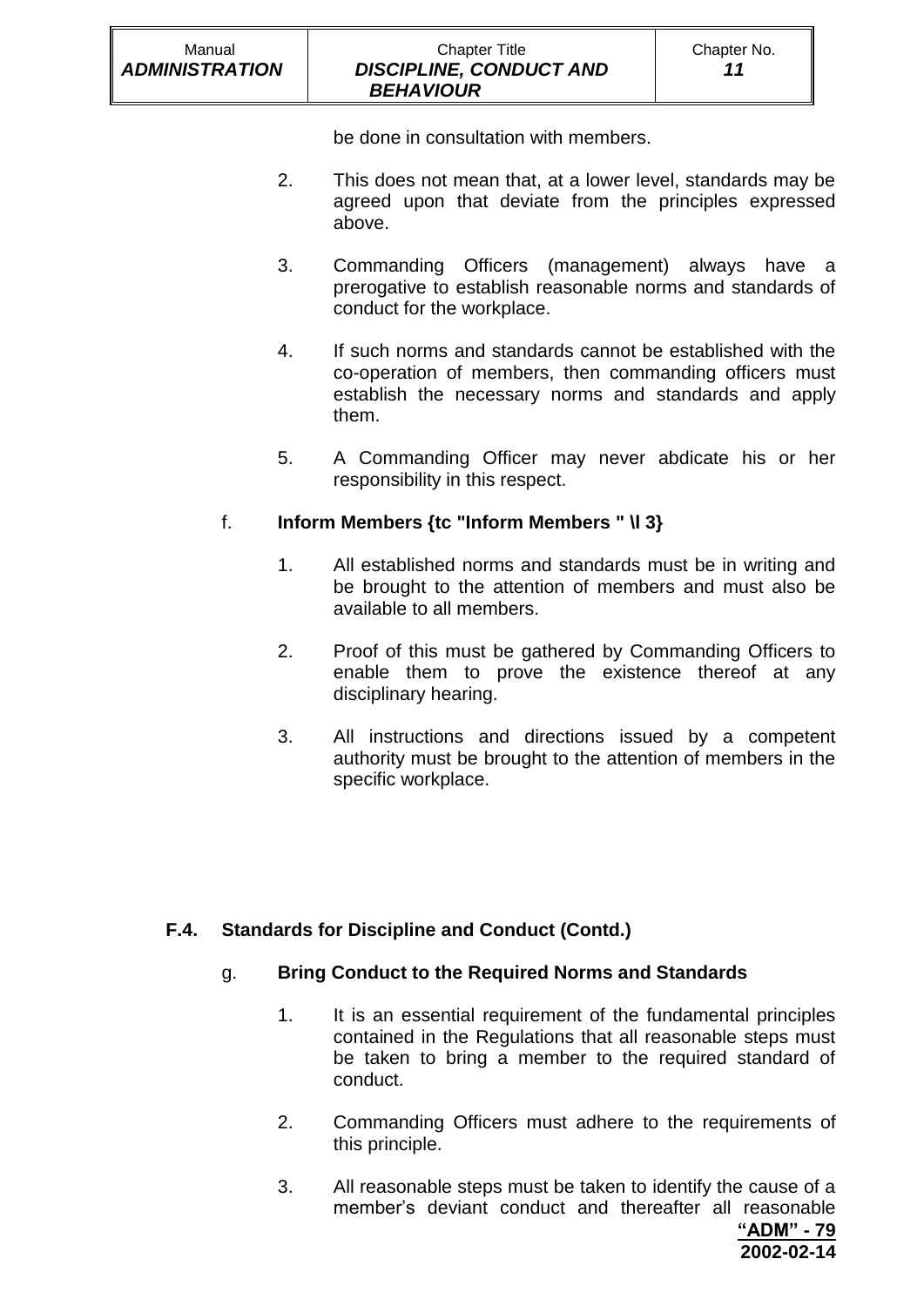be done in consultation with members.

2. This does not mean that, at a lower level, standards may be agreed upon that deviate from the principles expressed above.

3. Commanding Officers (management) always have a prerogative to establish reasonable norms and standards of conduct for the workplace.

4. If such norms and standards cannot be established with the co-operation of members, then commanding officers must establish the necessary norms and standards and apply them.

5. A Commanding Officer may never abdicate his or her responsibility in this respect.

f. **Inform Members {tc "Inform Members " \l 3}**

1. All established norms and standards must be in writing and be brought to the attention of members and must also be available to all members.

2. Proof of this must be gathered by Commanding Officers to enable them to prove the existence thereof at any disciplinary hearing.

3. All instructions and directions issued by a competent authority must be brought to the attention of members in the specific workplace.

**F.4. Standards for Discipline and Conduct (Contd.)**

g. **Bring Conduct to the Required Norms and Standards**

1. It is an essential requirement of the fundamental principles contained in the Regulations that all reasonable steps must be taken to bring a member to the required standard of conduct.

2. Commanding Officers must adhere to the requirements of this principle.

3. All reasonable steps must be taken to identify the cause of a member's deviant conduct and thereafter all reasonable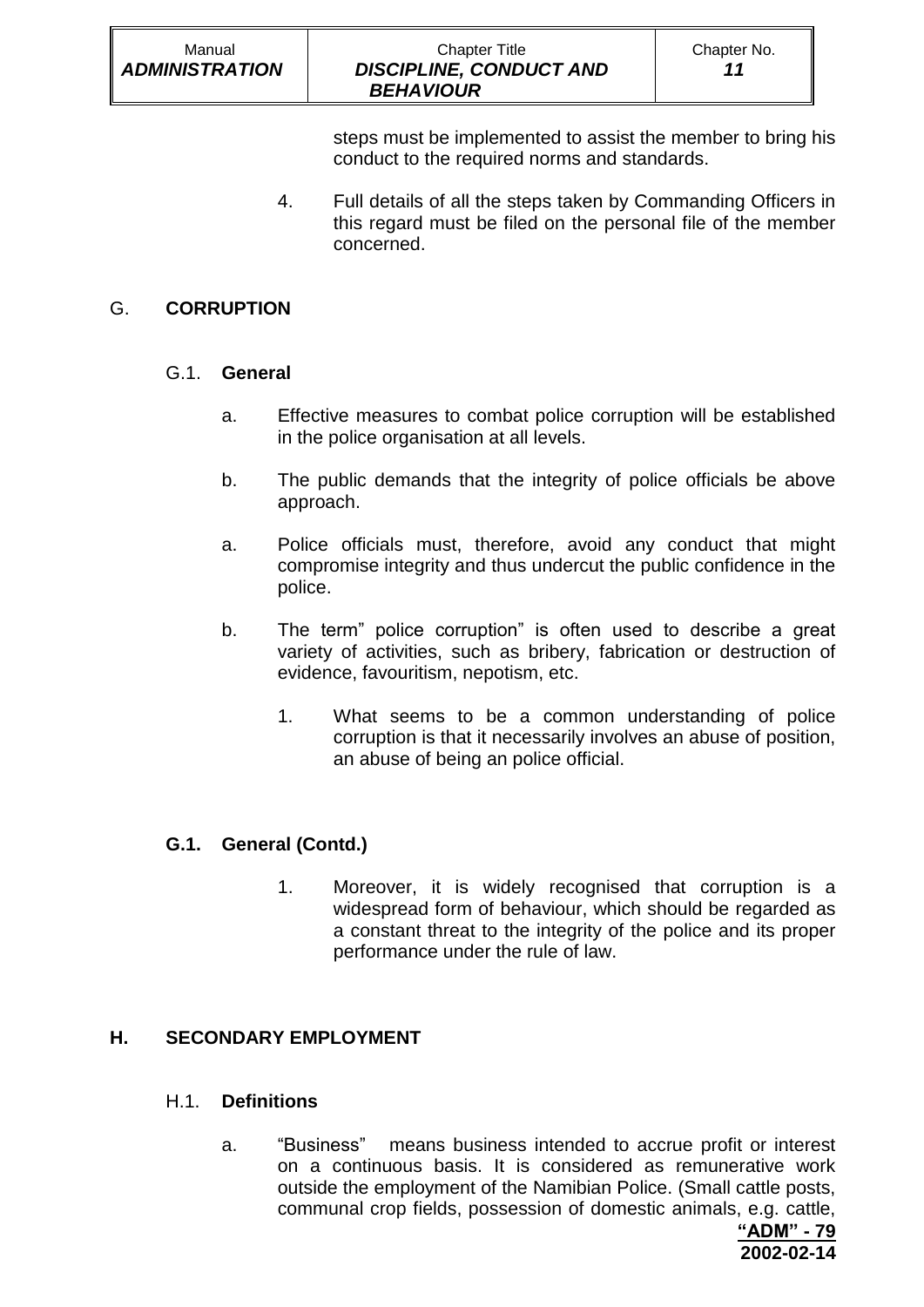steps must be implemented to assist the member to bring his conduct to the required norms and standards.

4. Full details of all the steps taken by Commanding Officers in this regard must be filed on the personal file of the member concerned.

## G. **CORRUPTION**

### G.1. **General**

a. Effective measures to combat police corruption will be established in the police organisation at all levels.

b. The public demands that the integrity of police officials be above approach.

a. Police officials must, therefore, avoid any conduct that might compromise integrity and thus undercut the public confidence in the police.

b. The term" police corruption" is often used to describe a great variety of activities, such as bribery, fabrication or destruction of evidence, favouritism, nepotism, etc.

   1. What seems to be a common understanding of police corruption is that it necessarily involves an abuse of position, an abuse of being an police official.

### **G.1. General (Contd.)**

   1. Moreover, it is widely recognised that corruption is a widespread form of behaviour, which should be regarded as a constant threat to the integrity of the police and its proper performance under the rule of law.

## **H. SECONDARY EMPLOYMENT**

### H.1. **Definitions**

a. "Business" means business intended to accrue profit or interest on a continuous basis. It is considered as remunerative work outside the employment of the Namibian Police. (Small cattle posts, communal crop fields, possession of domestic animals, e.g. cattle,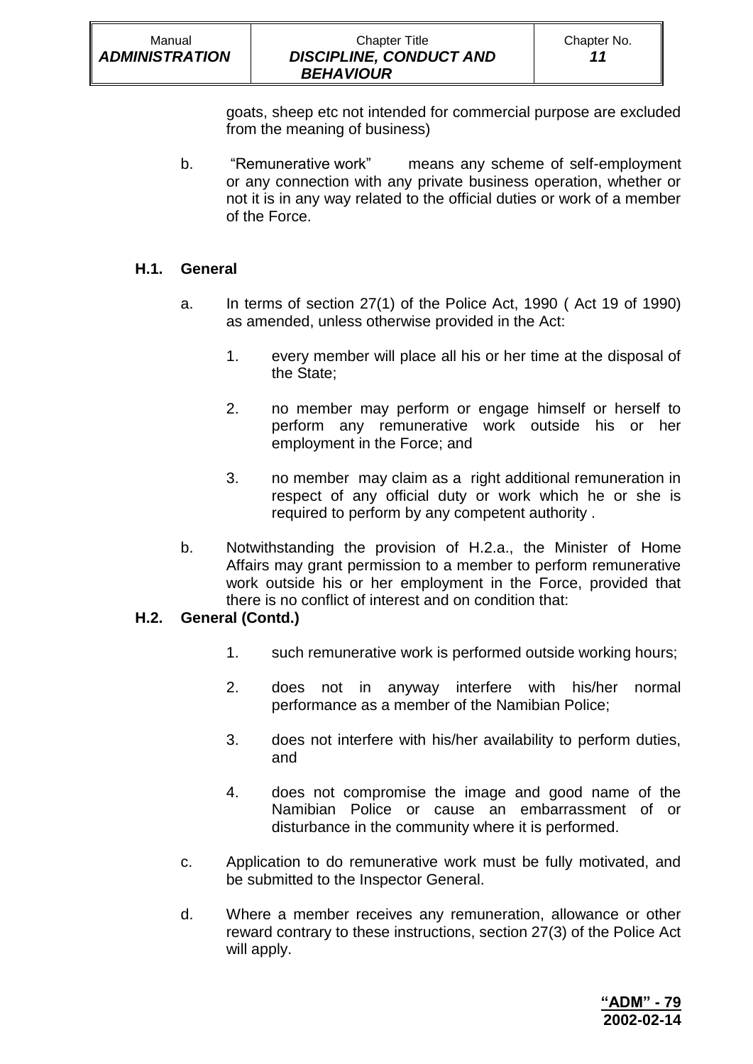goats, sheep etc not intended for commercial purpose are excluded from the meaning of business)

b. "Remunerative work" means any scheme of self-employment or any connection with any private business operation, whether or not it is in any way related to the official duties or work of a member of the Force.

## H.1. General

a. In terms of section 27(1) of the Police Act, 1990 ( Act 19 of 1990) as amended, unless otherwise provided in the Act:

   1. every member will place all his or her time at the disposal of the State;

   2. no member may perform or engage himself or herself to perform any remunerative work outside his or her employment in the Force; and

   3. no member may claim as a right additional remuneration in respect of any official duty or work which he or she is required to perform by any competent authority .

b. Notwithstanding the provision of H.2.a., the Minister of Home Affairs may grant permission to a member to perform remunerative work outside his or her employment in the Force, provided that there is no conflict of interest and on condition that:

## H.2. General (Contd.)

   1. such remunerative work is performed outside working hours;

   2. does not in anyway interfere with his/her normal performance as a member of the Namibian Police;

   3. does not interfere with his/her availability to perform duties, and

   4. does not compromise the image and good name of the Namibian Police or cause an embarrassment of or disturbance in the community where it is performed.

c. Application to do remunerative work must be fully motivated, and be submitted to the Inspector General.

d. Where a member receives any remuneration, allowance or other reward contrary to these instructions, section 27(3) of the Police Act will apply.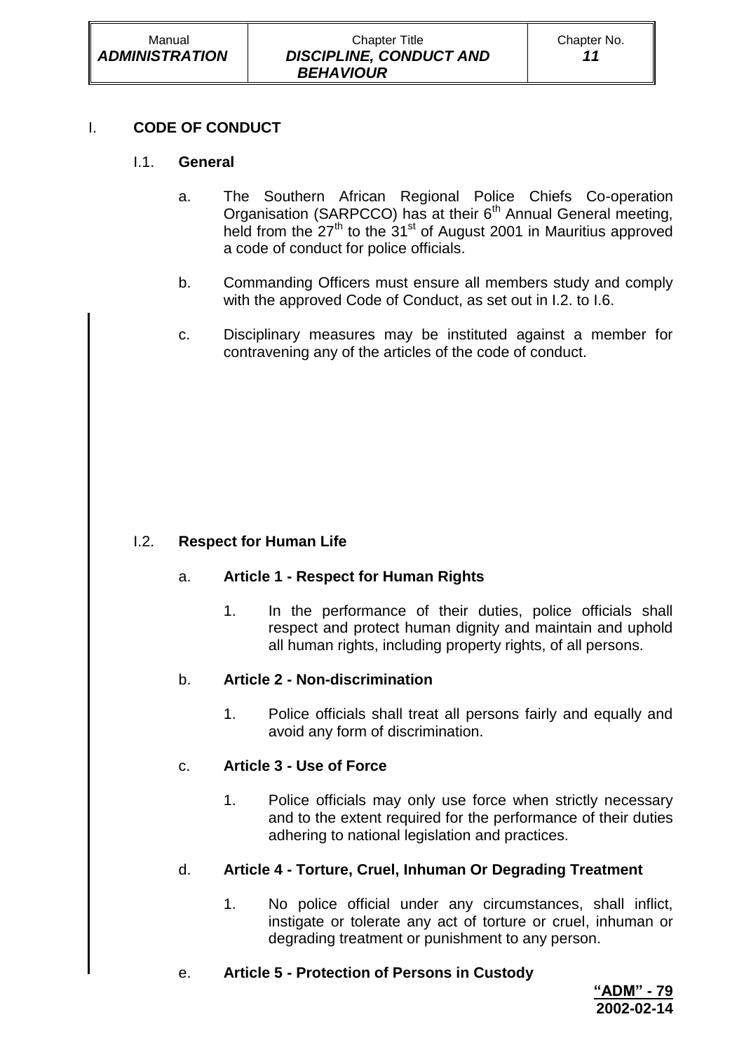# I. CODE OF CONDUCT

## I.1. General

a. The Southern African Regional Police Chiefs Co-operation Organisation (SARPCCO) has at their 6th Annual General meeting, held from the 27th to the 31st of August 2001 in Mauritius approved a code of conduct for police officials.

b. Commanding Officers must ensure all members study and comply with the approved Code of Conduct, as set out in I.2. to I.6.

c. Disciplinary measures may be instituted against a member for contravening any of the articles of the code of conduct.

## I.2. Respect for Human Life

### a. Article 1 - Respect for Human Rights

1. In the performance of their duties, police officials shall respect and protect human dignity and maintain and uphold all human rights, including property rights, of all persons.

### b. Article 2 - Non-discrimination

1. Police officials shall treat all persons fairly and equally and avoid any form of discrimination.

### c. Article 3 - Use of Force

1. Police officials may only use force when strictly necessary and to the extent required for the performance of their duties adhering to national legislation and practices.

### d. Article 4 - Torture, Cruel, Inhuman Or Degrading Treatment

1. No police official under any circumstances, shall inflict, instigate or tolerate any act of torture or cruel, inhuman or degrading treatment or punishment to any person.

### e. Article 5 - Protection of Persons in Custody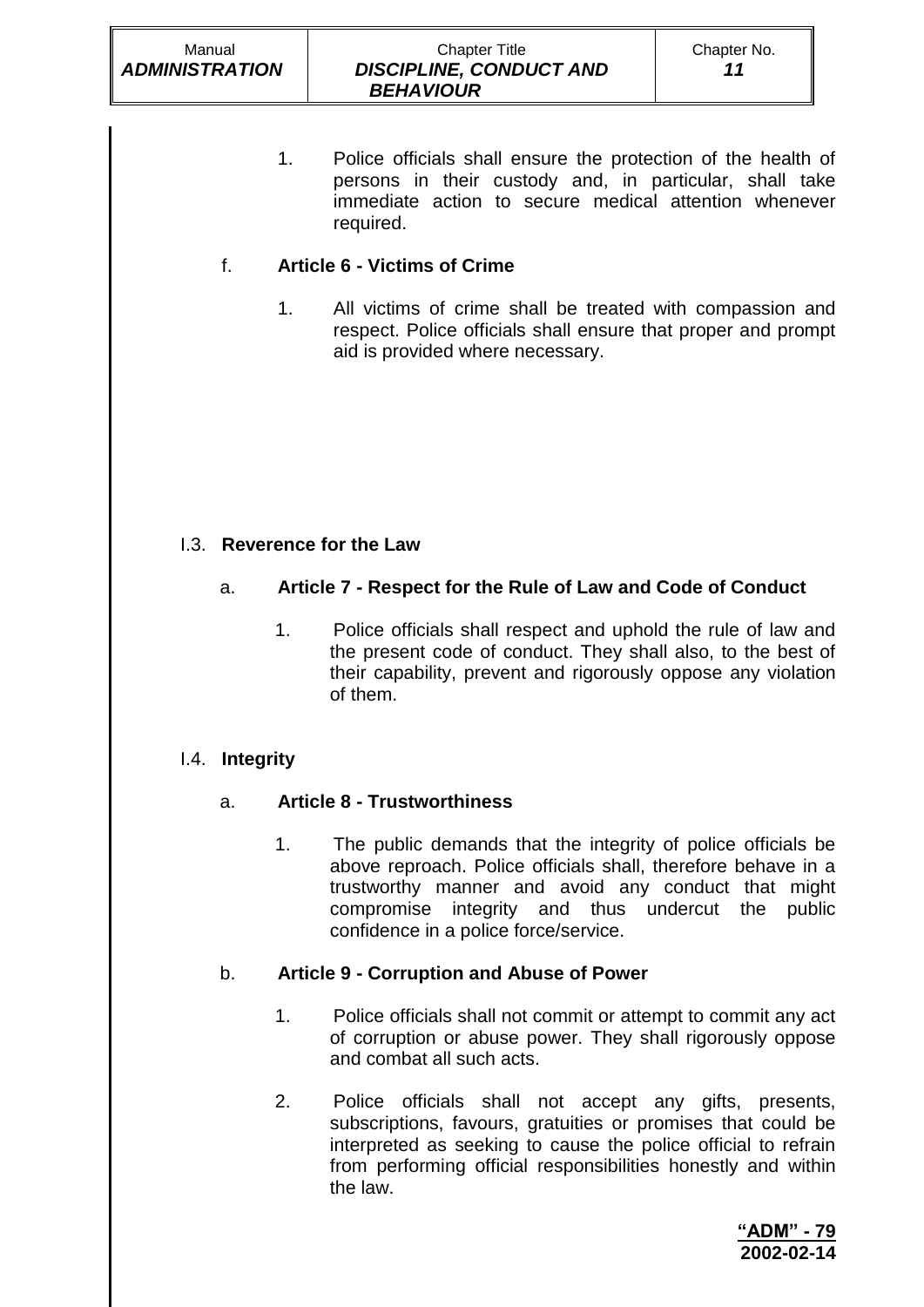1. Police officials shall ensure the protection of the health of persons in their custody and, in particular, shall take immediate action to secure medical attention whenever required.

f. **Article 6 - Victims of Crime**

1. All victims of crime shall be treated with compassion and respect. Police officials shall ensure that proper and prompt aid is provided where necessary.

## I.3. Reverence for the Law

a. **Article 7 - Respect for the Rule of Law and Code of Conduct**

1. Police officials shall respect and uphold the rule of law and the present code of conduct. They shall also, to the best of their capability, prevent and rigorously oppose any violation of them.

## I.4. Integrity

a. **Article 8 - Trustworthiness**

1. The public demands that the integrity of police officials be above reproach. Police officials shall, therefore behave in a trustworthy manner and avoid any conduct that might compromise integrity and thus undercut the public confidence in a police force/service.

b. **Article 9 - Corruption and Abuse of Power**

1. Police officials shall not commit or attempt to commit any act of corruption or abuse power. They shall rigorously oppose and combat all such acts.

2. Police officials shall not accept any gifts, presents, subscriptions, favours, gratuities or promises that could be interpreted as seeking to cause the police official to refrain from performing official responsibilities honestly and within the law.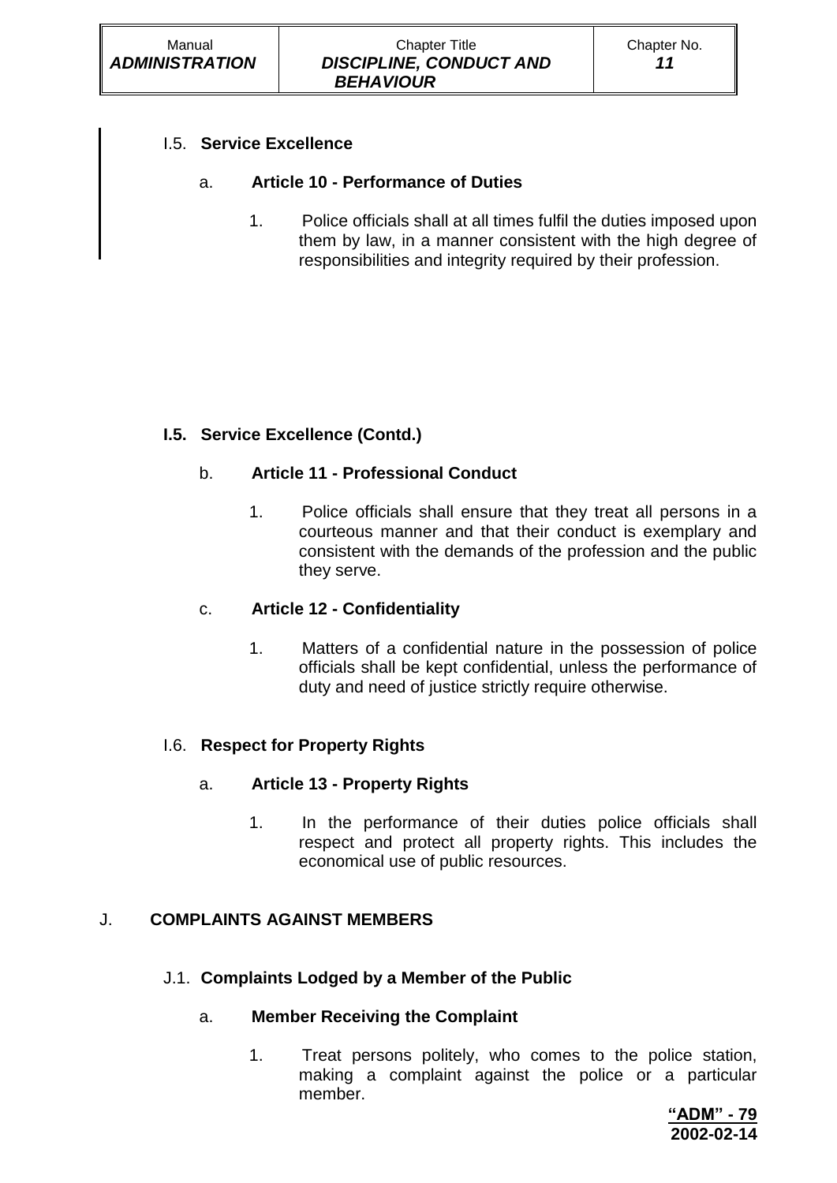I.5. **Service Excellence**

a. **Article 10 - Performance of Duties**

1. Police officials shall at all times fulfil the duties imposed upon them by law, in a manner consistent with the high degree of responsibilities and integrity required by their profession.

**I.5. Service Excellence (Contd.)**

b. **Article 11 - Professional Conduct**

1. Police officials shall ensure that they treat all persons in a courteous manner and that their conduct is exemplary and consistent with the demands of the profession and the public they serve.

c. **Article 12 - Confidentiality**

1. Matters of a confidential nature in the possession of police officials shall be kept confidential, unless the performance of duty and need of justice strictly require otherwise.

I.6. **Respect for Property Rights**

a. **Article 13 - Property Rights**

1. In the performance of their duties police officials shall respect and protect all property rights. This includes the economical use of public resources.

## J. COMPLAINTS AGAINST MEMBERS

J.1. **Complaints Lodged by a Member of the Public**

a. **Member Receiving the Complaint**

1. Treat persons politely, who comes to the police station, making a complaint against the police or a particular member.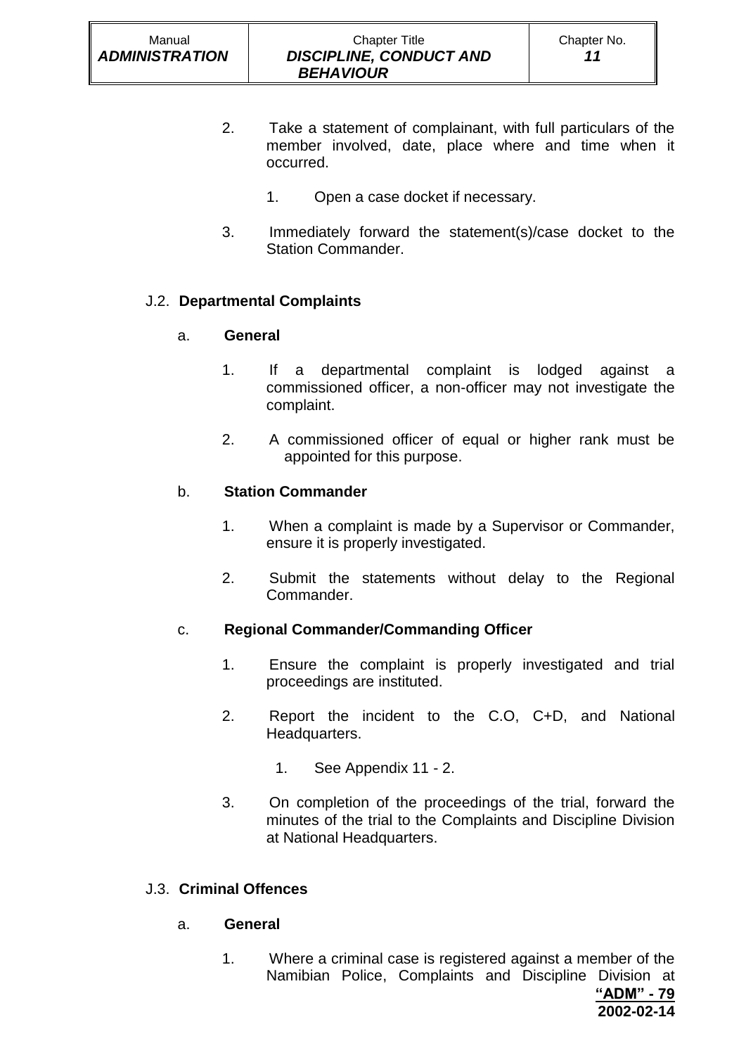2. Take a statement of complainant, with full particulars of the member involved, date, place where and time when it occurred.

    1. Open a case docket if necessary.

3. Immediately forward the statement(s)/case docket to the Station Commander.

### J.2. **Departmental Complaints**

#### a. **General**

1. If a departmental complaint is lodged against a commissioned officer, a non-officer may not investigate the complaint.

2. A commissioned officer of equal or higher rank must be appointed for this purpose.

#### b. **Station Commander**

1. When a complaint is made by a Supervisor or Commander, ensure it is properly investigated.

2. Submit the statements without delay to the Regional Commander.

#### c. **Regional Commander/Commanding Officer**

1. Ensure the complaint is properly investigated and trial proceedings are instituted.

2. Report the incident to the C.O, C+D, and National Headquarters.

    1. See Appendix 11 - 2.

3. On completion of the proceedings of the trial, forward the minutes of the trial to the Complaints and Discipline Division at National Headquarters.

### J.3. **Criminal Offences**

#### a. **General**

1. Where a criminal case is registered against a member of the Namibian Police, Complaints and Discipline Division at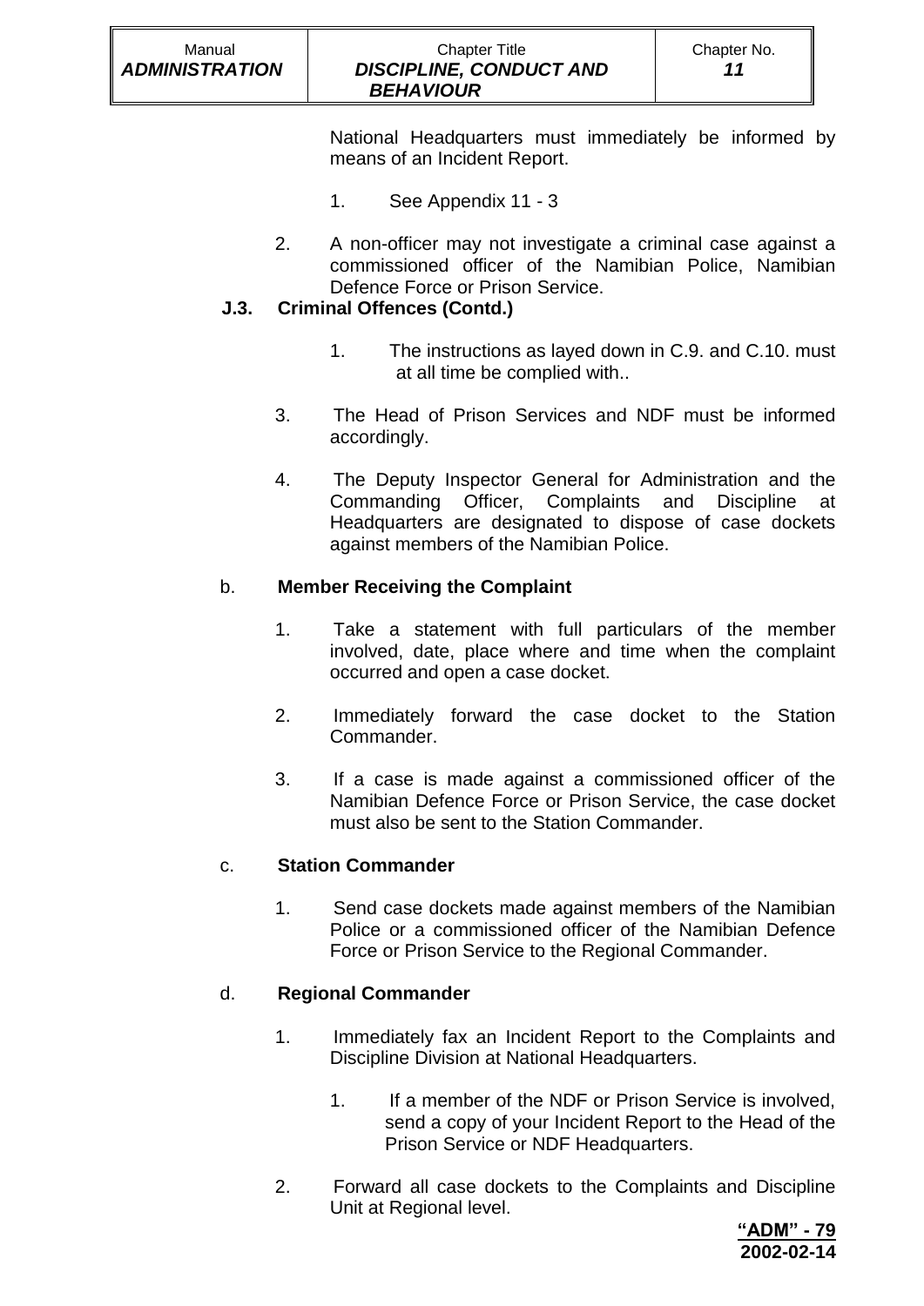National Headquarters must immediately be informed by means of an Incident Report.

1. See Appendix 11 - 3

2. A non-officer may not investigate a criminal case against a commissioned officer of the Namibian Police, Namibian Defence Force or Prison Service.

**J.3. Criminal Offences (Contd.)**

1. The instructions as layed down in C.9. and C.10. must at all time be complied with..

3. The Head of Prison Services and NDF must be informed accordingly.

4. The Deputy Inspector General for Administration and the Commanding Officer, Complaints and Discipline at Headquarters are designated to dispose of case dockets against members of the Namibian Police.

b. **Member Receiving the Complaint**

1. Take a statement with full particulars of the member involved, date, place where and time when the complaint occurred and open a case docket.

2. Immediately forward the case docket to the Station Commander.

3. If a case is made against a commissioned officer of the Namibian Defence Force or Prison Service, the case docket must also be sent to the Station Commander.

c. **Station Commander**

1. Send case dockets made against members of the Namibian Police or a commissioned officer of the Namibian Defence Force or Prison Service to the Regional Commander.

d. **Regional Commander**

1. Immediately fax an Incident Report to the Complaints and Discipline Division at National Headquarters.

   1. If a member of the NDF or Prison Service is involved, send a copy of your Incident Report to the Head of the Prison Service or NDF Headquarters.

2. Forward all case dockets to the Complaints and Discipline Unit at Regional level.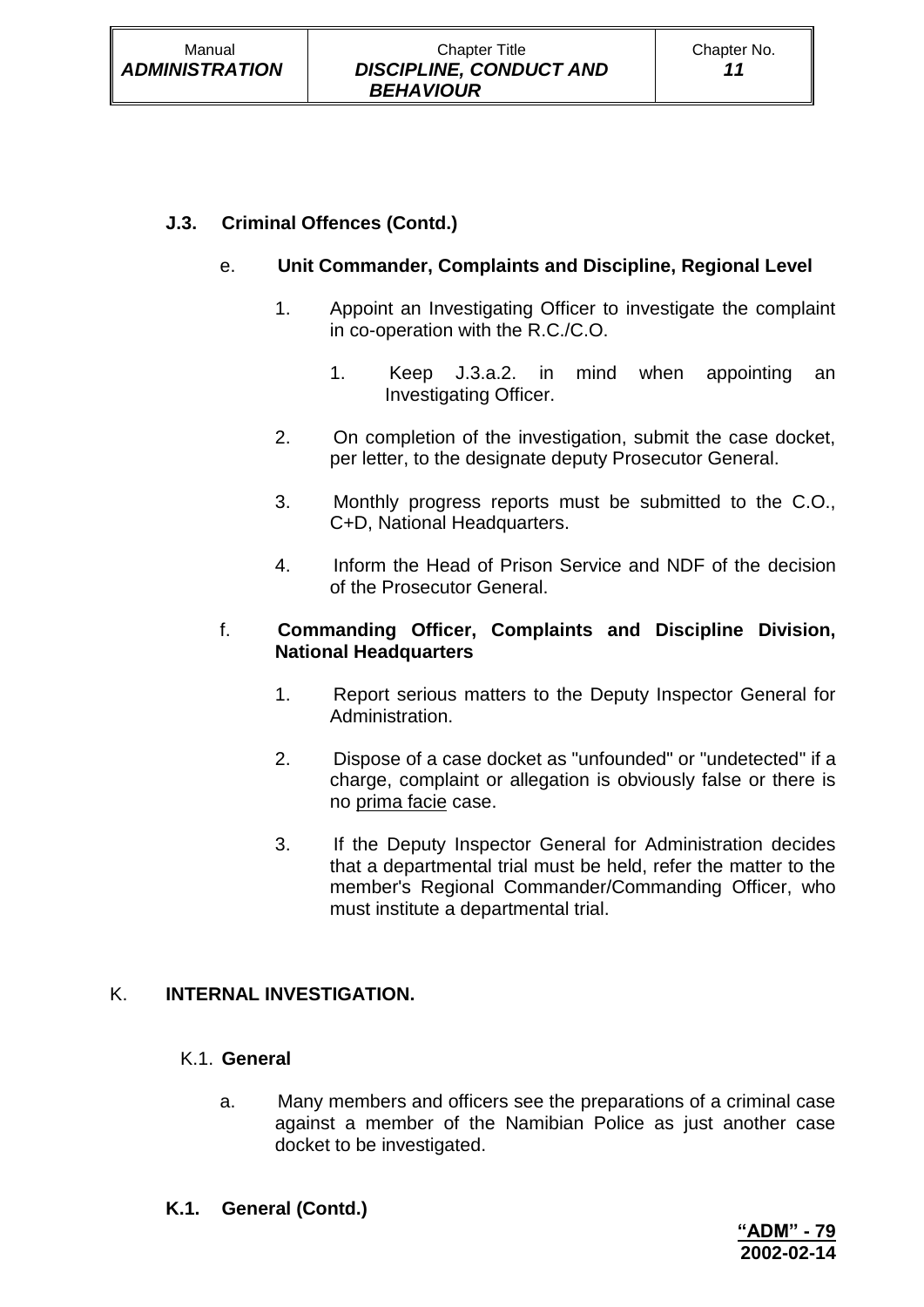**J.3. Criminal Offences (Contd.)**

e. **Unit Commander, Complaints and Discipline, Regional Level**

1. Appoint an Investigating Officer to investigate the complaint in co-operation with the R.C./C.O.

   1. Keep J.3.a.2. in mind when appointing an Investigating Officer.

2. On completion of the investigation, submit the case docket, per letter, to the designate deputy Prosecutor General.

3. Monthly progress reports must be submitted to the C.O., C+D, National Headquarters.

4. Inform the Head of Prison Service and NDF of the decision of the Prosecutor General.

f. **Commanding Officer, Complaints and Discipline Division, National Headquarters**

1. Report serious matters to the Deputy Inspector General for Administration.

2. Dispose of a case docket as "unfounded" or "undetected" if a charge, complaint or allegation is obviously false or there is no prima facie case.

3. If the Deputy Inspector General for Administration decides that a departmental trial must be held, refer the matter to the member's Regional Commander/Commanding Officer, who must institute a departmental trial.

## K. INTERNAL INVESTIGATION.

### K.1. General

a. Many members and officers see the preparations of a criminal case against a member of the Namibian Police as just another case docket to be investigated.

**K.1. General (Contd.)**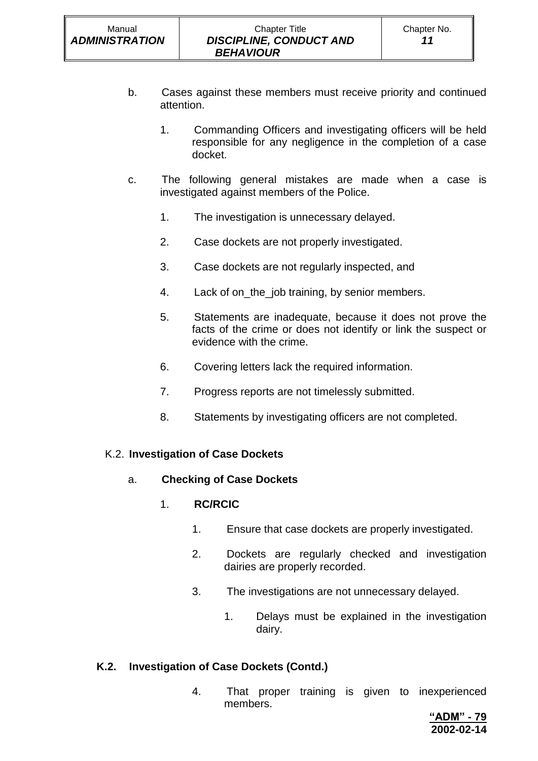b. Cases against these members must receive priority and continued attention.

1. Commanding Officers and investigating officers will be held responsible for any negligence in the completion of a case docket.

c. The following general mistakes are made when a case is investigated against members of the Police.

1. The investigation is unnecessary delayed.

2. Case dockets are not properly investigated.

3. Case dockets are not regularly inspected, and

4. Lack of on_the_job training, by senior members.

5. Statements are inadequate, because it does not prove the facts of the crime or does not identify or link the suspect or evidence with the crime.

6. Covering letters lack the required information.

7. Progress reports are not timelessly submitted.

8. Statements by investigating officers are not completed.

K.2. **Investigation of Case Dockets**

a. **Checking of Case Dockets**

1. **RC/RCIC**

1. Ensure that case dockets are properly investigated.

2. Dockets are regularly checked and investigation dairies are properly recorded.

3. The investigations are not unnecessary delayed.

1. Delays must be explained in the investigation dairy.

**K.2. Investigation of Case Dockets (Contd.)**

4. That proper training is given to inexperienced members.

**“ADM” - 79**
**2002-02-14**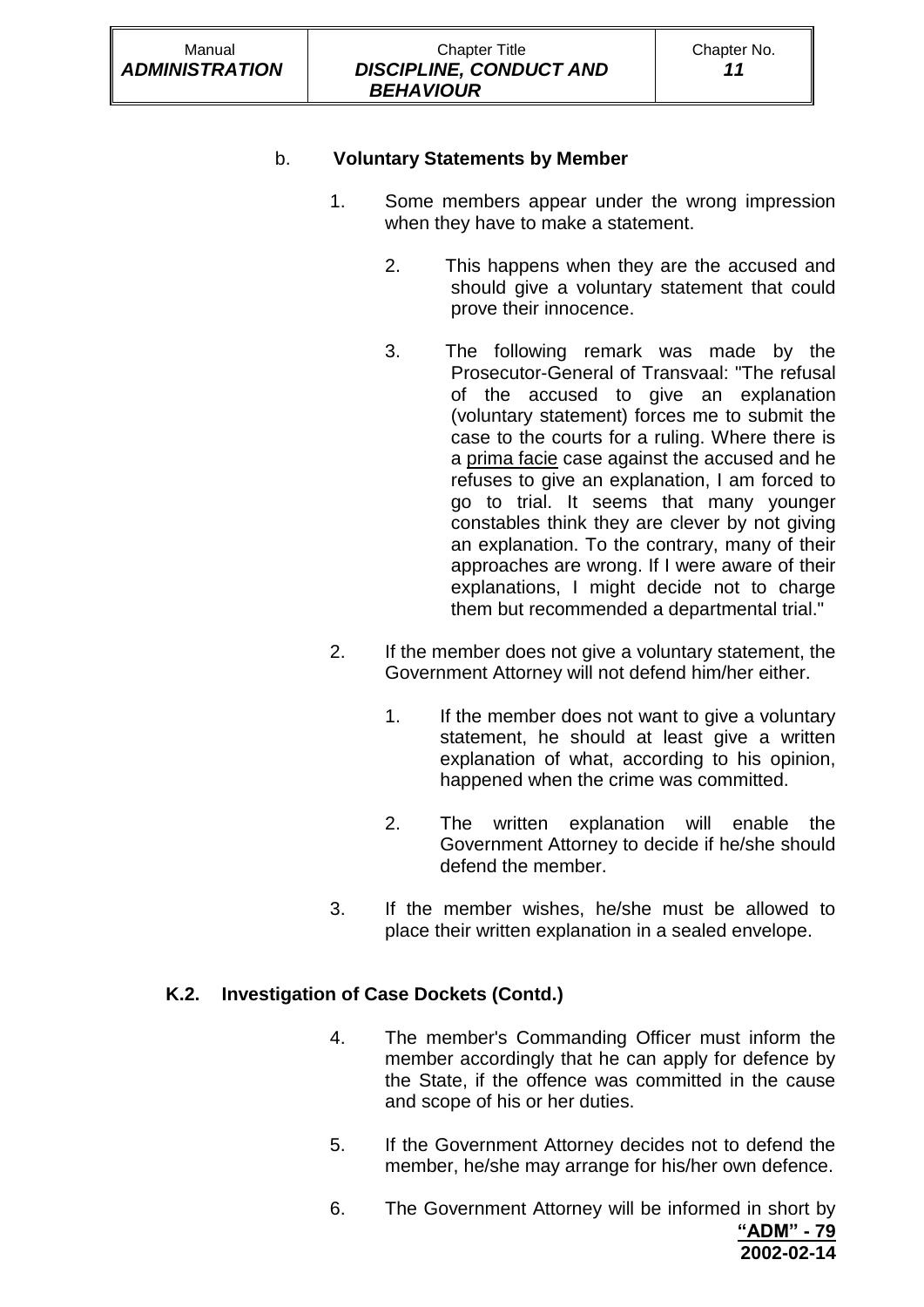b. **Voluntary Statements by Member**

1. Some members appear under the wrong impression when they have to make a statement.

    2. This happens when they are the accused and should give a voluntary statement that could prove their innocence.

    3. The following remark was made by the Prosecutor-General of Transvaal: "The refusal of the accused to give an explanation (voluntary statement) forces me to submit the case to the courts for a ruling. Where there is a <u>prima facie</u> case against the accused and he refuses to give an explanation, I am forced to go to trial. It seems that many younger constables think they are clever by not giving an explanation. To the contrary, many of their approaches are wrong. If I were aware of their explanations, I might decide not to charge them but recommended a departmental trial."

2. If the member does not give a voluntary statement, the Government Attorney will not defend him/her either.

    1. If the member does not want to give a voluntary statement, he should at least give a written explanation of what, according to his opinion, happened when the crime was committed.

    2. The written explanation will enable the Government Attorney to decide if he/she should defend the member.

3. If the member wishes, he/she must be allowed to place their written explanation in a sealed envelope.

**K.2. Investigation of Case Dockets (Contd.)**

4. The member's Commanding Officer must inform the member accordingly that he can apply for defence by the State, if the offence was committed in the cause and scope of his or her duties.

5. If the Government Attorney decides not to defend the member, he/she may arrange for his/her own defence.

6. The Government Attorney will be informed in short by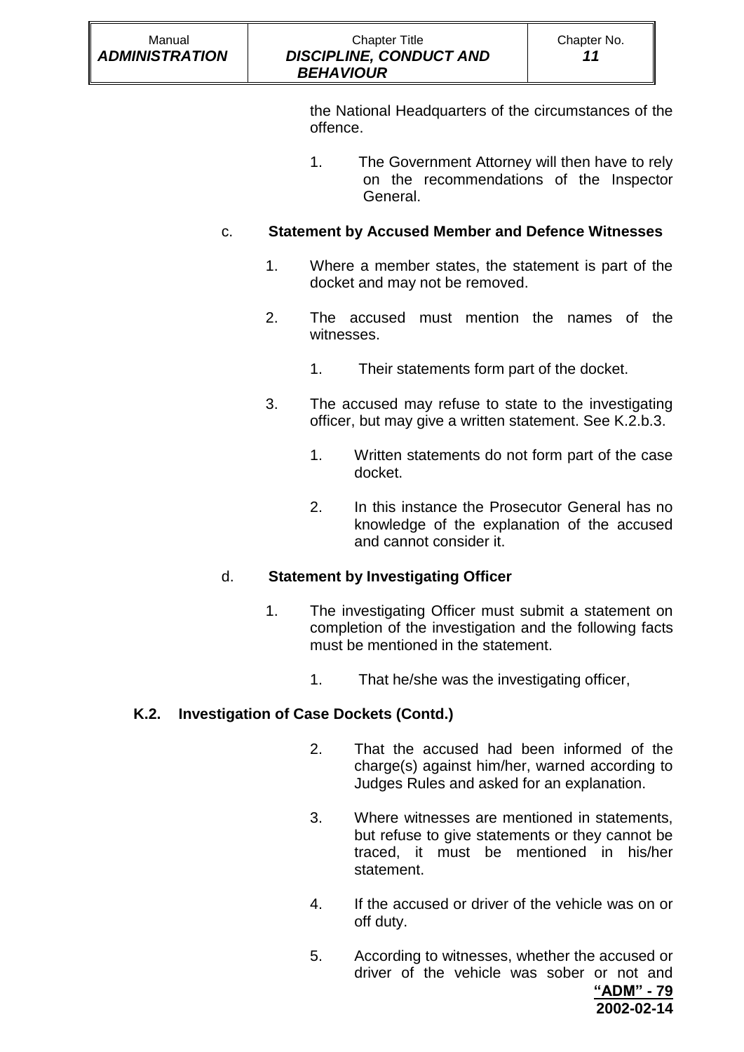the National Headquarters of the circumstances of the offence.

1. The Government Attorney will then have to rely on the recommendations of the Inspector General.

c. **Statement by Accused Member and Defence Witnesses**

1. Where a member states, the statement is part of the docket and may not be removed.

2. The accused must mention the names of the witnesses.

    1. Their statements form part of the docket.

3. The accused may refuse to state to the investigating officer, but may give a written statement. See K.2.b.3.

    1. Written statements do not form part of the case docket.

    2. In this instance the Prosecutor General has no knowledge of the explanation of the accused and cannot consider it.

d. **Statement by Investigating Officer**

1. The investigating Officer must submit a statement on completion of the investigation and the following facts must be mentioned in the statement.

    1. That he/she was the investigating officer,

**K.2. Investigation of Case Dockets (Contd.)**

    2. That the accused had been informed of the charge(s) against him/her, warned according to Judges Rules and asked for an explanation.

    3. Where witnesses are mentioned in statements, but refuse to give statements or they cannot be traced, it must be mentioned in his/her statement.

    4. If the accused or driver of the vehicle was on or off duty.

    5. According to witnesses, whether the accused or driver of the vehicle was sober or not and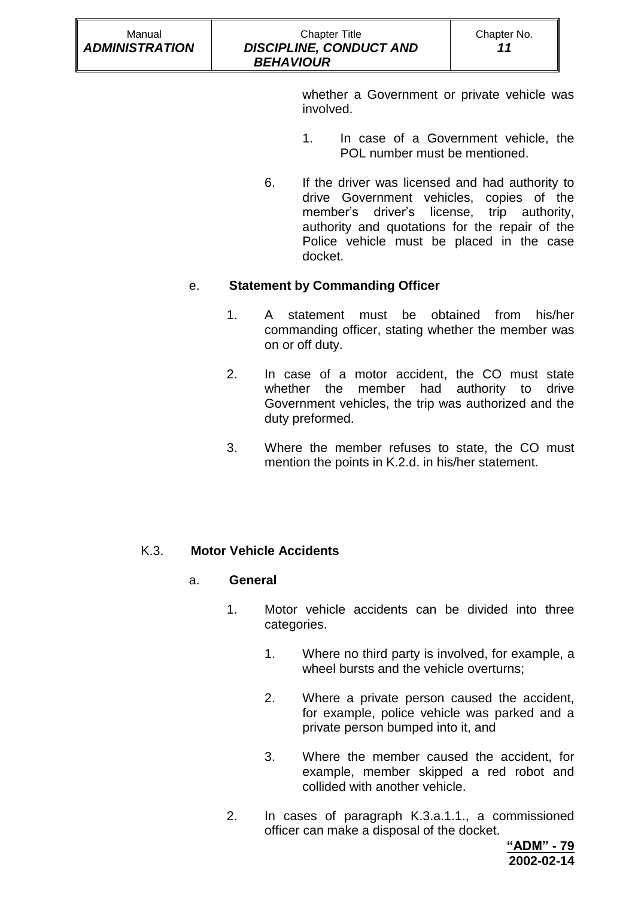whether a Government or private vehicle was involved.

1. In case of a Government vehicle, the POL number must be mentioned.

6. If the driver was licensed and had authority to drive Government vehicles, copies of the member's driver's license, trip authority, authority and quotations for the repair of the Police vehicle must be placed in the case docket.

e. **Statement by Commanding Officer**

1. A statement must be obtained from his/her commanding officer, stating whether the member was on or off duty.

2. In case of a motor accident, the CO must state whether the member had authority to drive Government vehicles, the trip was authorized and the duty preformed.

3. Where the member refuses to state, the CO must mention the points in K.2.d. in his/her statement.

K.3. **Motor Vehicle Accidents**

a. **General**

1. Motor vehicle accidents can be divided into three categories.

   1. Where no third party is involved, for example, a wheel bursts and the vehicle overturns;

   2. Where a private person caused the accident, for example, police vehicle was parked and a private person bumped into it, and

   3. Where the member caused the accident, for example, member skipped a red robot and collided with another vehicle.

2. In cases of paragraph K.3.a.1.1., a commissioned officer can make a disposal of the docket.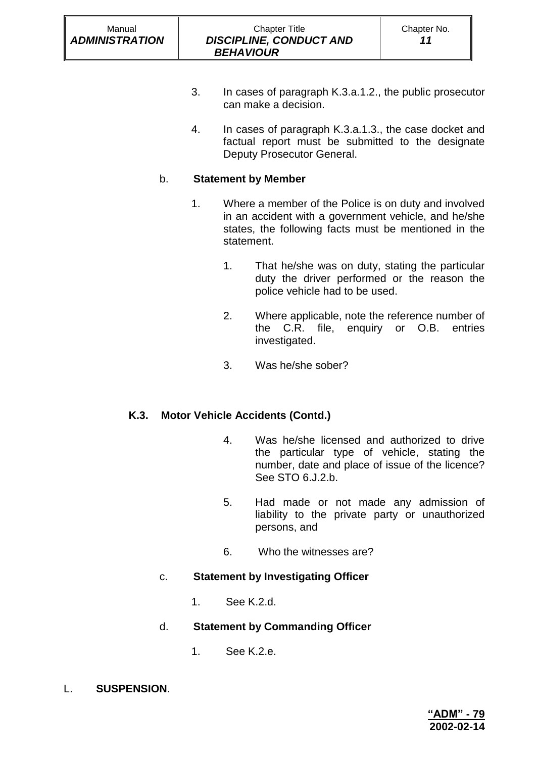3. In cases of paragraph K.3.a.1.2., the public prosecutor can make a decision.

4. In cases of paragraph K.3.a.1.3., the case docket and factual report must be submitted to the designate Deputy Prosecutor General.

b. **Statement by Member**

1. Where a member of the Police is on duty and involved in an accident with a government vehicle, and he/she states, the following facts must be mentioned in the statement.

    1. That he/she was on duty, stating the particular duty the driver performed or the reason the police vehicle had to be used.

    2. Where applicable, note the reference number of the C.R. file, enquiry or O.B. entries investigated.

    3. Was he/she sober?

**K.3. Motor Vehicle Accidents (Contd.)**

4. Was he/she licensed and authorized to drive the particular type of vehicle, stating the number, date and place of issue of the licence? See STO 6.J.2.b.

5. Had made or not made any admission of liability to the private party or unauthorized persons, and

6. Who the witnesses are?

c. **Statement by Investigating Officer**

1. See K.2.d.

d. **Statement by Commanding Officer**

1. See K.2.e.

L. **SUSPENSION**.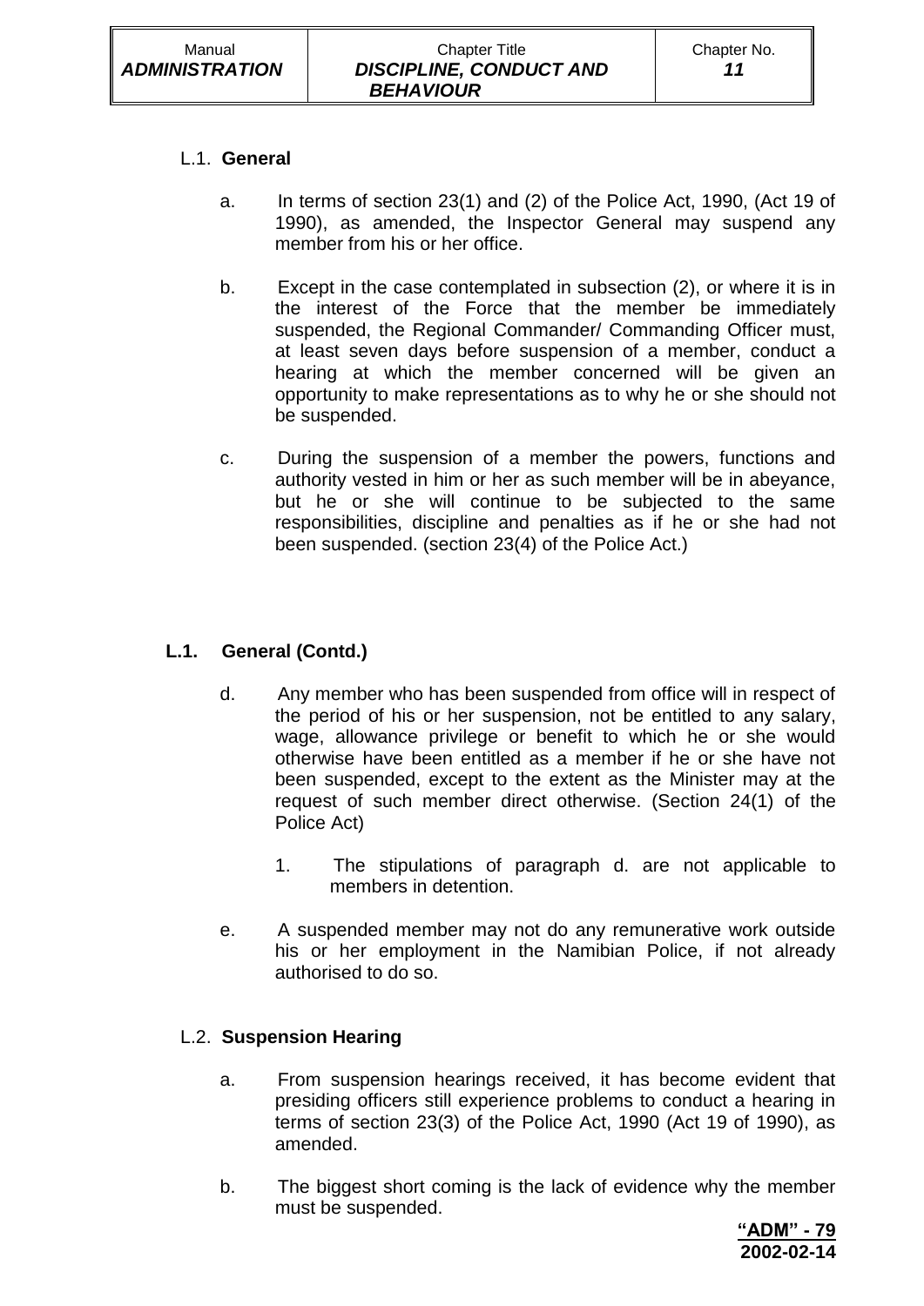### L.1. **General**

a. In terms of section 23(1) and (2) of the Police Act, 1990, (Act 19 of 1990), as amended, the Inspector General may suspend any member from his or her office.

b. Except in the case contemplated in subsection (2), or where it is in the interest of the Force that the member be immediately suspended, the Regional Commander/ Commanding Officer must, at least seven days before suspension of a member, conduct a hearing at which the member concerned will be given an opportunity to make representations as to why he or she should not be suspended.

c. During the suspension of a member the powers, functions and authority vested in him or her as such member will be in abeyance, but he or she will continue to be subjected to the same responsibilities, discipline and penalties as if he or she had not been suspended. (section 23(4) of the Police Act.)

### **L.1. General (Contd.)**

d. Any member who has been suspended from office will in respect of the period of his or her suspension, not be entitled to any salary, wage, allowance privilege or benefit to which he or she would otherwise have been entitled as a member if he or she have not been suspended, except to the extent as the Minister may at the request of such member direct otherwise. (Section 24(1) of the Police Act)

   1. The stipulations of paragraph d. are not applicable to members in detention.

e. A suspended member may not do any remunerative work outside his or her employment in the Namibian Police, if not already authorised to do so.

### L.2. **Suspension Hearing**

a. From suspension hearings received, it has become evident that presiding officers still experience problems to conduct a hearing in terms of section 23(3) of the Police Act, 1990 (Act 19 of 1990), as amended.

b. The biggest short coming is the lack of evidence why the member must be suspended.

**"ADM" - 79**
**2002-02-14**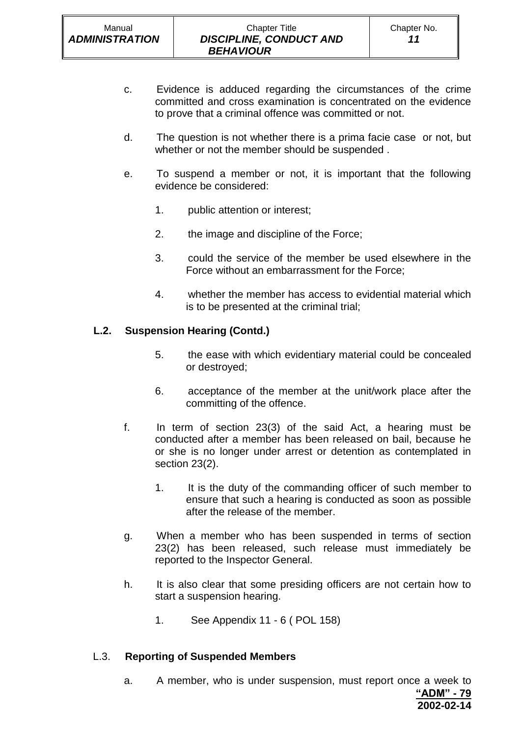c. Evidence is adduced regarding the circumstances of the crime committed and cross examination is concentrated on the evidence to prove that a criminal offence was committed or not.

d. The question is not whether there is a prima facie case or not, but whether or not the member should be suspended .

e. To suspend a member or not, it is important that the following evidence be considered:

1. public attention or interest;

2. the image and discipline of the Force;

3. could the service of the member be used elsewhere in the Force without an embarrassment for the Force;

4. whether the member has access to evidential material which is to be presented at the criminal trial;

### L.2. Suspension Hearing (Contd.)

5. the ease with which evidentiary material could be concealed or destroyed;

6. acceptance of the member at the unit/work place after the committing of the offence.

f. In term of section 23(3) of the said Act, a hearing must be conducted after a member has been released on bail, because he or she is no longer under arrest or detention as contemplated in section 23(2).

1. It is the duty of the commanding officer of such member to ensure that such a hearing is conducted as soon as possible after the release of the member.

g. When a member who has been suspended in terms of section 23(2) has been released, such release must immediately be reported to the Inspector General.

h. It is also clear that some presiding officers are not certain how to start a suspension hearing.

1. See Appendix 11 - 6 ( POL 158)

### L.3. Reporting of Suspended Members

a. A member, who is under suspension, must report once a week to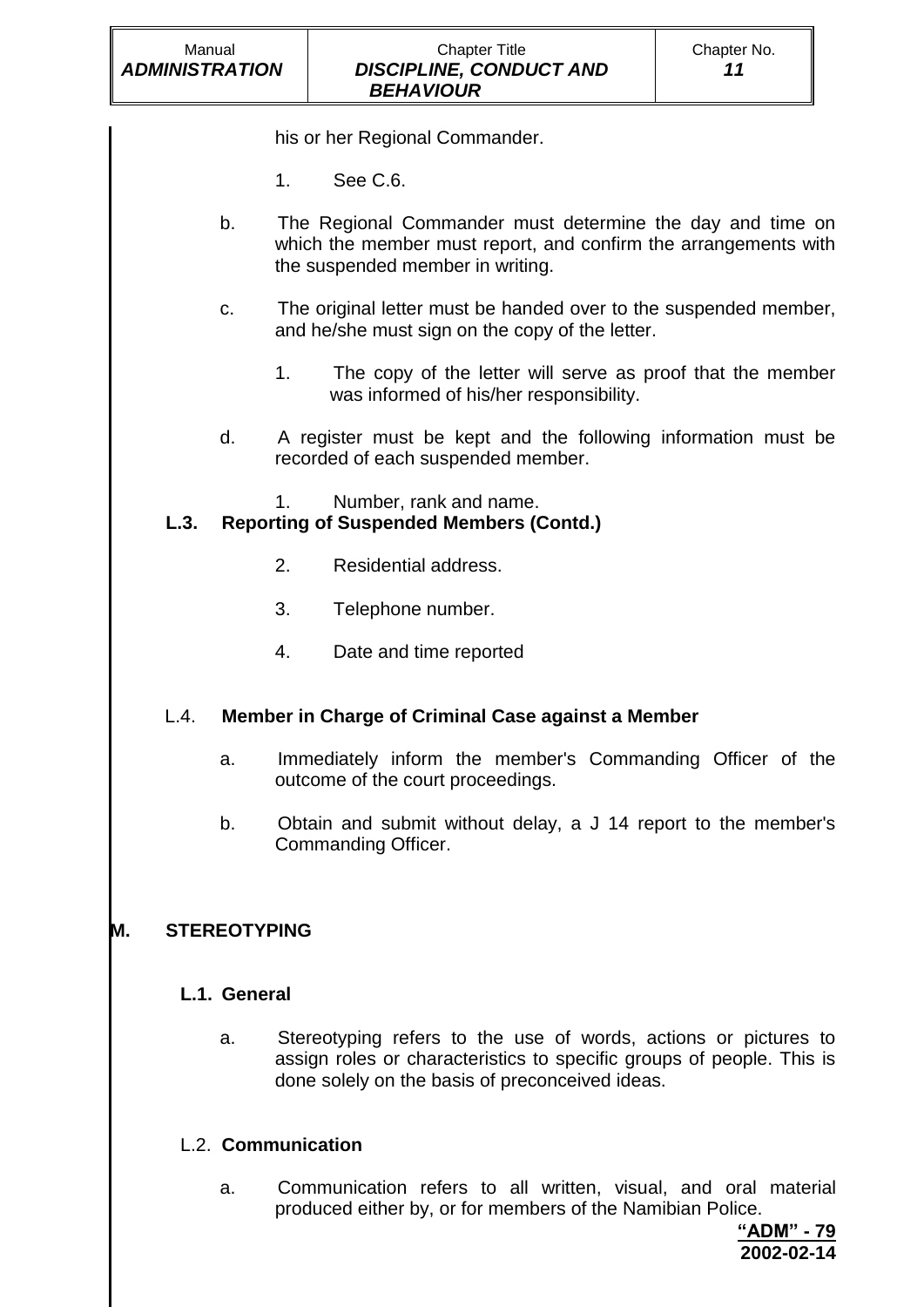his or her Regional Commander.

1. See C.6.

b. The Regional Commander must determine the day and time on which the member must report, and confirm the arrangements with the suspended member in writing.

c. The original letter must be handed over to the suspended member, and he/she must sign on the copy of the letter.

1. The copy of the letter will serve as proof that the member was informed of his/her responsibility.

d. A register must be kept and the following information must be recorded of each suspended member.

1. Number, rank and name.

**L.3. Reporting of Suspended Members (Contd.)**

2. Residential address.

3. Telephone number.

4. Date and time reported

### L.4. **Member in Charge of Criminal Case against a Member**

a. Immediately inform the member's Commanding Officer of the outcome of the court proceedings.

b. Obtain and submit without delay, a J 14 report to the member's Commanding Officer.

## M. STEREOTYPING

### L.1. General

a. Stereotyping refers to the use of words, actions or pictures to assign roles or characteristics to specific groups of people. This is done solely on the basis of preconceived ideas.

### L.2. **Communication**

a. Communication refers to all written, visual, and oral material produced either by, or for members of the Namibian Police.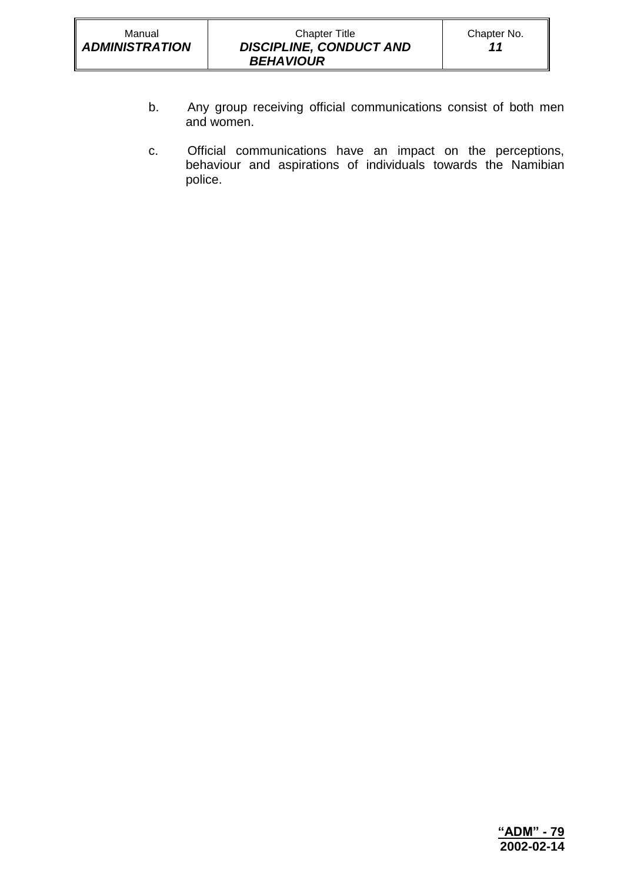b. Any group receiving official communications consist of both men and women.

c. Official communications have an impact on the perceptions, behaviour and aspirations of individuals towards the Namibian police.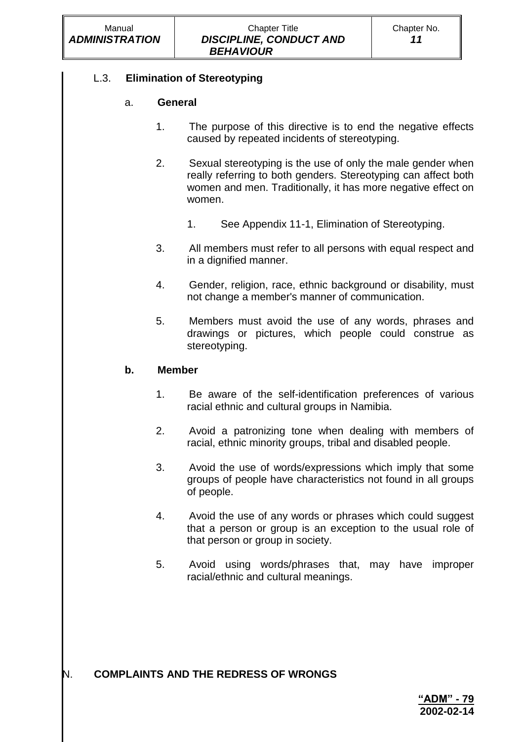## L.3. **Elimination of Stereotyping**

### a. **General**

1. The purpose of this directive is to end the negative effects caused by repeated incidents of stereotyping.

2. Sexual stereotyping is the use of only the male gender when really referring to both genders. Stereotyping can affect both women and men. Traditionally, it has more negative effect on women.

    1. See Appendix 11-1, Elimination of Stereotyping.

3. All members must refer to all persons with equal respect and in a dignified manner.

4. Gender, religion, race, ethnic background or disability, must not change a member's manner of communication.

5. Members must avoid the use of any words, phrases and drawings or pictures, which people could construe as stereotyping.

### b. **Member**

1. Be aware of the self-identification preferences of various racial ethnic and cultural groups in Namibia.

2. Avoid a patronizing tone when dealing with members of racial, ethnic minority groups, tribal and disabled people.

3. Avoid the use of words/expressions which imply that some groups of people have characteristics not found in all groups of people.

4. Avoid the use of any words or phrases which could suggest that a person or group is an exception to the usual role of that person or group in society.

5. Avoid using words/phrases that, may have improper racial/ethnic and cultural meanings.

## N. **COMPLAINTS AND THE REDRESS OF WRONGS**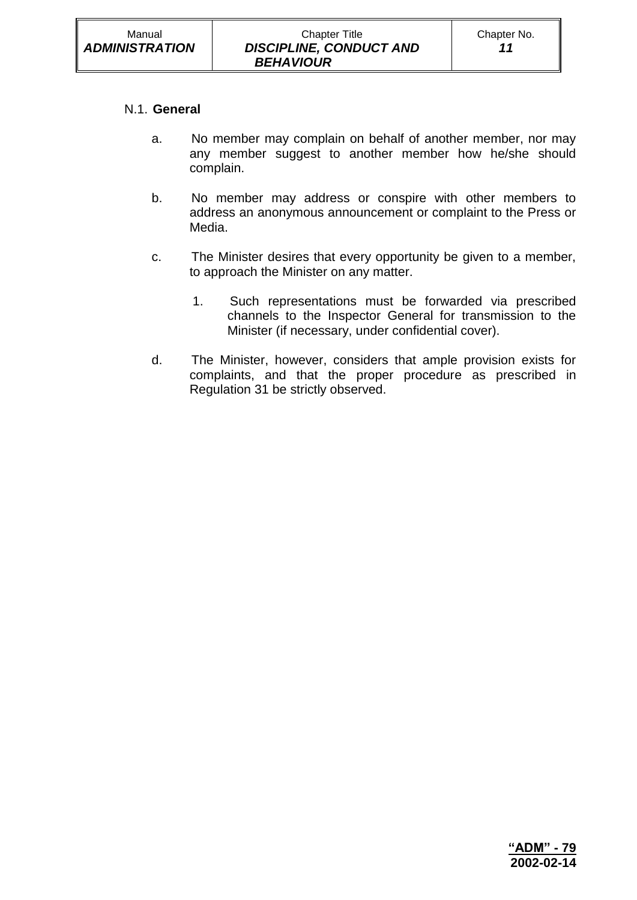### N.1. **General**

a. No member may complain on behalf of another member, nor may any member suggest to another member how he/she should complain.

b. No member may address or conspire with other members to address an anonymous announcement or complaint to the Press or Media.

c. The Minister desires that every opportunity be given to a member, to approach the Minister on any matter.

   1. Such representations must be forwarded via prescribed channels to the Inspector General for transmission to the Minister (if necessary, under confidential cover).

d. The Minister, however, considers that ample provision exists for complaints, and that the proper procedure as prescribed in Regulation 31 be strictly observed.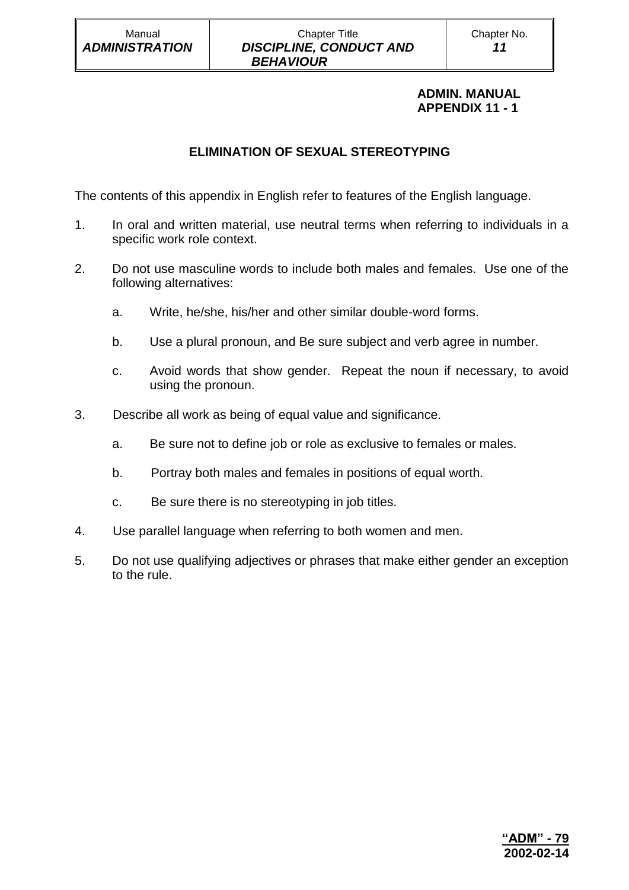**ADMIN. MANUAL**
**APPENDIX 11 - 1**

## ELIMINATION OF SEXUAL STEREOTYPING

The contents of this appendix in English refer to features of the English language.

1. In oral and written material, use neutral terms when referring to individuals in a specific work role context.

2. Do not use masculine words to include both males and females. Use one of the following alternatives:

    a. Write, he/she, his/her and other similar double-word forms.

    b. Use a plural pronoun, and Be sure subject and verb agree in number.

    c. Avoid words that show gender. Repeat the noun if necessary, to avoid using the pronoun.

3. Describe all work as being of equal value and significance.

    a. Be sure not to define job or role as exclusive to females or males.

    b. Portray both males and females in positions of equal worth.

    c. Be sure there is no stereotyping in job titles.

4. Use parallel language when referring to both women and men.

5. Do not use qualifying adjectives or phrases that make either gender an exception to the rule.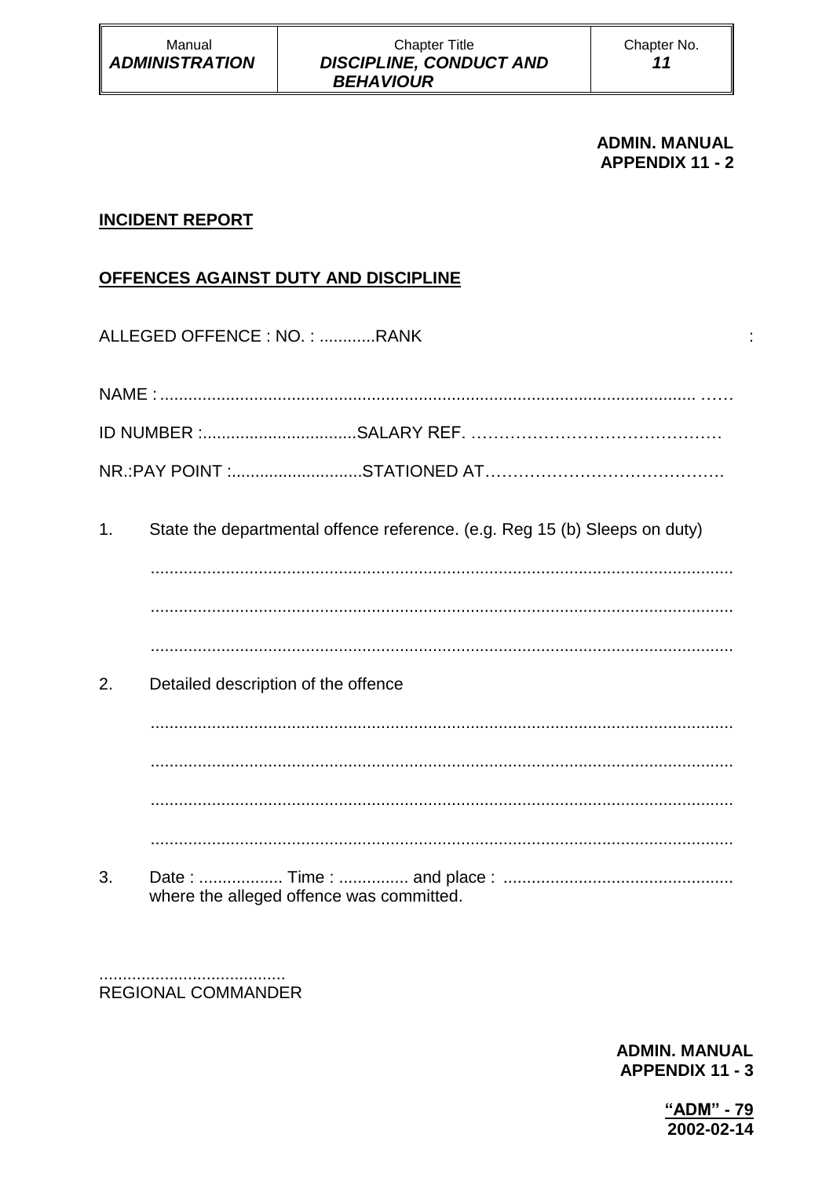**ADMIN. MANUAL**
**APPENDIX 11 - 2**

**<u>INCIDENT REPORT</u>**

**<u>OFFENCES AGAINST DUTY AND DISCIPLINE</u>**

ALLEGED OFFENCE : NO. : ............RANK :

NAME : ................................................................................................................ ……

ID NUMBER :.................................SALARY REF. ………………………………………

NR.:PAY POINT :............................STATIONED AT…………………………………….

1. State the departmental offence reference. (e.g. Reg 15 (b) Sleeps on duty)

   ..........................................................................................................................

   ..........................................................................................................................

   ..........................................................................................................................

2. Detailed description of the offence

   ..........................................................................................................................

   ..........................................................................................................................

   ..........................................................................................................................

   ..........................................................................................................................

3. Date : .................. Time : ............... and place : .................................................
   where the alleged offence was committed.

........................................
REGIONAL COMMANDER

**ADMIN. MANUAL**
**APPENDIX 11 - 3**

**<u>"ADM" - 79</u>**
**2002-02-14**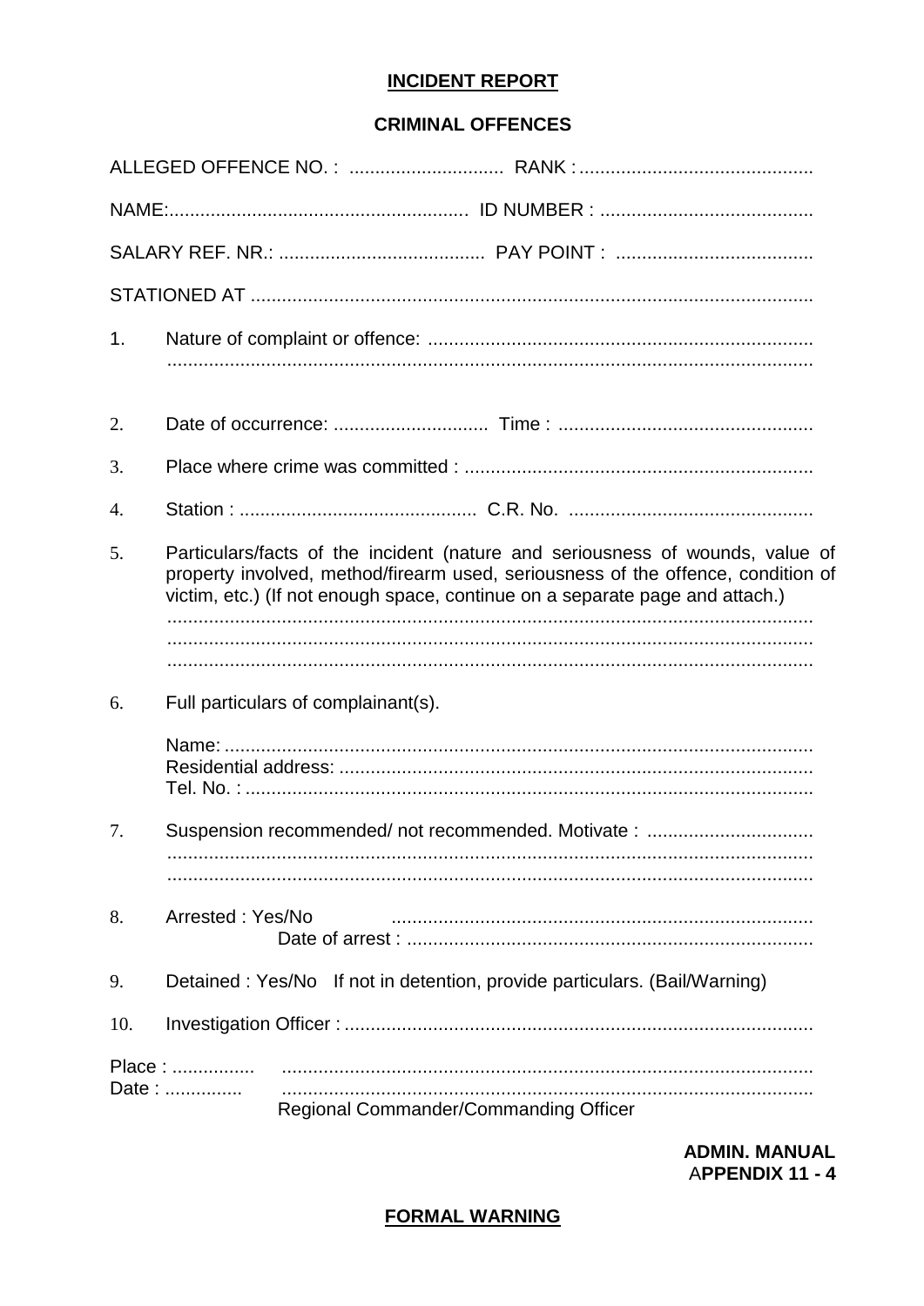## INCIDENT REPORT

### CRIMINAL OFFENCES

ALLEGED OFFENCE NO. : ............................. RANK : ............................................

NAME:......................................................... ID NUMBER : .........................................

SALARY REF. NR.: ....................................... PAY POINT : ......................................

STATIONED AT ...........................................................................................................

1. Nature of complaint or offence: ..........................................................................
   ...........................................................................................................................

2. Date of occurrence: ............................. Time : .................................................

3. Place where crime was committed : ...................................................................

4. Station : ............................................. C.R. No. ...............................................

5. Particulars/facts of the incident (nature and seriousness of wounds, value of property involved, method/firearm used, seriousness of the offence, condition of victim, etc.) (If not enough space, continue on a separate page and attach.)
   ...........................................................................................................................
   ...........................................................................................................................
   ...........................................................................................................................

6. Full particulars of complainant(s).

   Name: ................................................................................................................
   Residential address: ..........................................................................................
   Tel. No. : ............................................................................................................

7. Suspension recommended/ not recommended. Motivate : ................................
   ...........................................................................................................................
   ...........................................................................................................................

8. Arrested : Yes/No ................................................................................
   Date of arrest : .............................................................................

9. Detained : Yes/No If not in detention, provide particulars. (Bail/Warning)

10. Investigation Officer : .........................................................................................

Place : ................ .....................................................................................................
Date : ............... .....................................................................................................
Regional Commander/Commanding Officer

**ADMIN. MANUAL**
**APPENDIX 11 - 4**

## FORMAL WARNING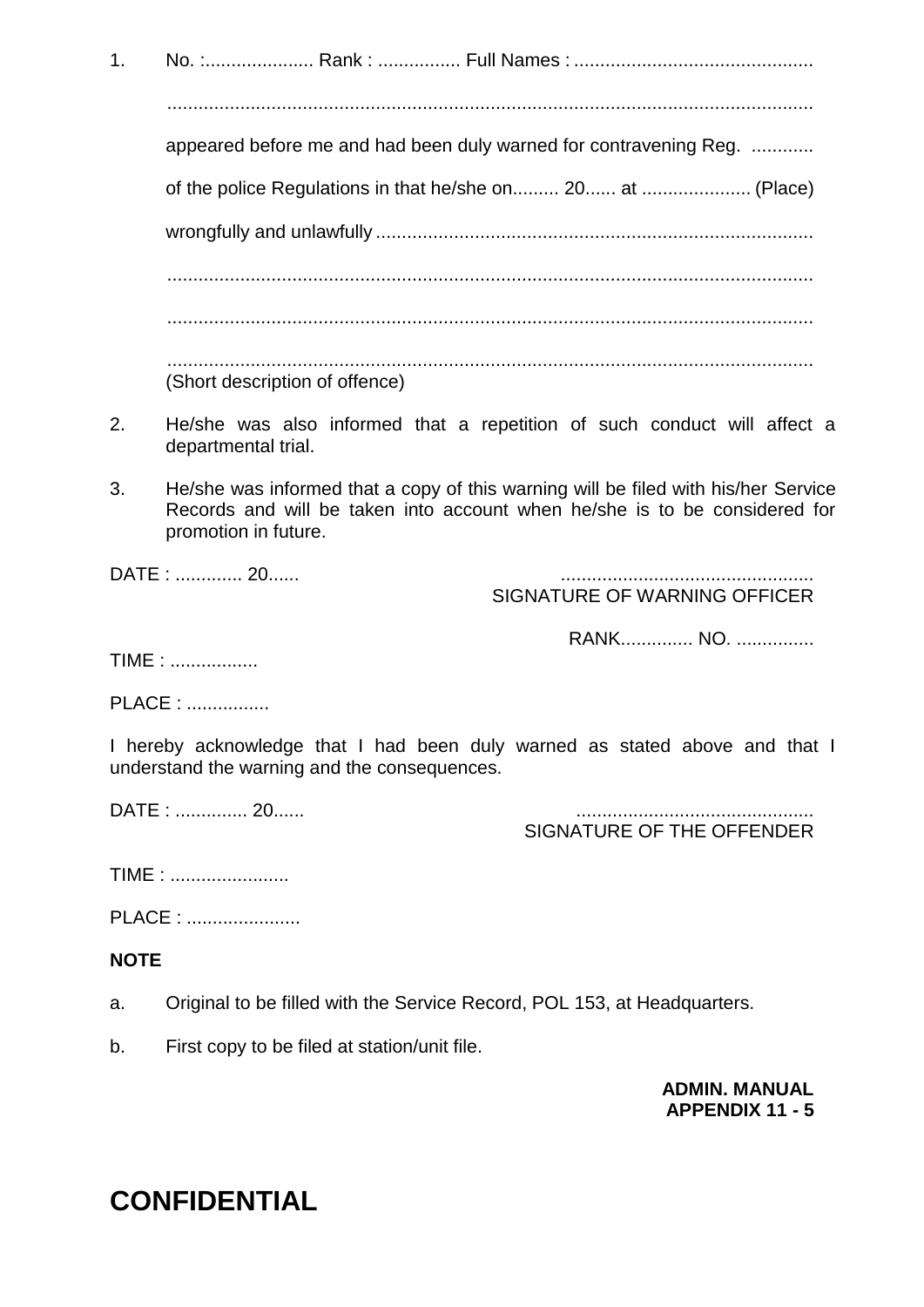1. No. :..................... Rank : ................ Full Names : ..............................................

   ...........................................................................................................................

   appeared before me and had been duly warned for contravening Reg. ............

   of the police Regulations in that he/she on......... 20...... at ..................... (Place)

   wrongfully and unlawfully ....................................................................................

   ...........................................................................................................................

   ...........................................................................................................................

   ...........................................................................................................................
   (Short description of offence)

2. He/she was also informed that a repetition of such conduct will affect a departmental trial.

3. He/she was informed that a copy of this warning will be filed with his/her Service Records and will be taken into account when he/she is to be considered for promotion in future.

DATE : ............. 20......

................................................
SIGNATURE OF WARNING OFFICER

RANK.............. NO. ...............

TIME : .................

PLACE : ................

I hereby acknowledge that I had been duly warned as stated above and that I understand the warning and the consequences.

DATE : .............. 20......

.............................................
SIGNATURE OF THE OFFENDER

TIME : .......................

PLACE : ......................

**NOTE**

a. Original to be filled with the Service Record, POL 153, at Headquarters.

b. First copy to be filed at station/unit file.

**ADMIN. MANUAL**
**APPENDIX 11 - 5**

**CONFIDENTIAL**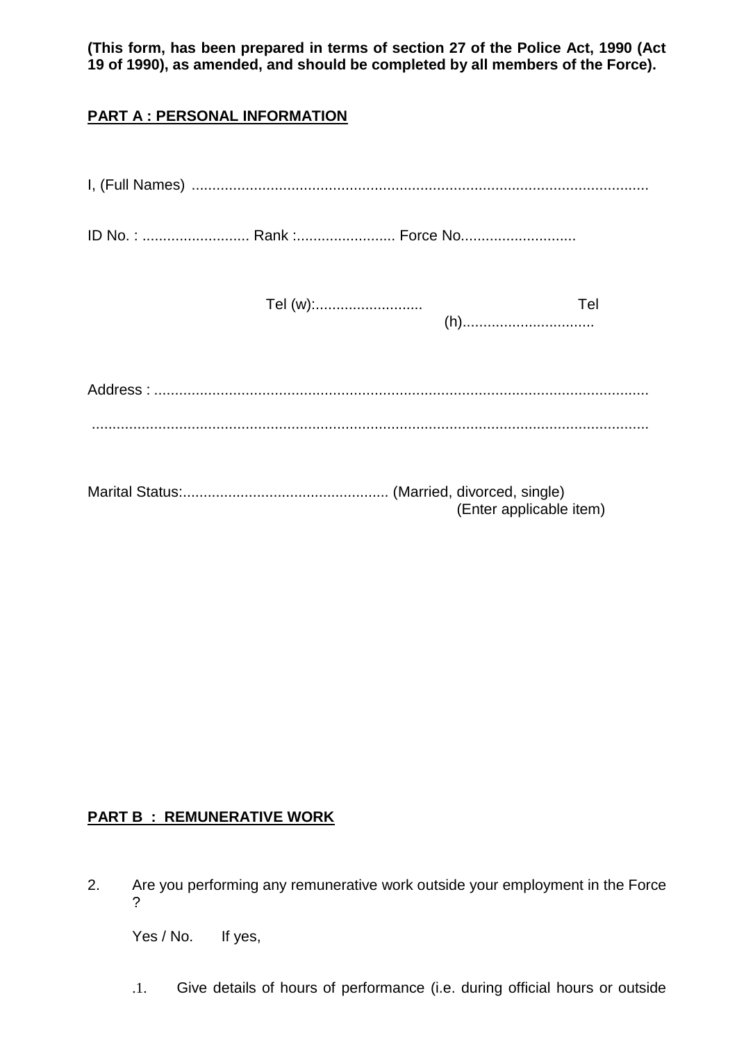**(This form, has been prepared in terms of section 27 of the Police Act, 1990 (Act 19 of 1990), as amended, and should be completed by all members of the Force).**

**PART A : PERSONAL INFORMATION**

I, (Full Names) ..............................................................................................................

ID No. : .......................... Rank :....................... Force No............................

Tel (w):.......................... Tel (h)................................

Address : .....................................................................................................................

.....................................................................................................................................

Marital Status:................................................. (Married, divorced, single)
(Enter applicable item)

**PART B : REMUNERATIVE WORK**

2. Are you performing any remunerative work outside your employment in the Force ?

   Yes / No. If yes,

   .1. Give details of hours of performance (i.e. during official hours or outside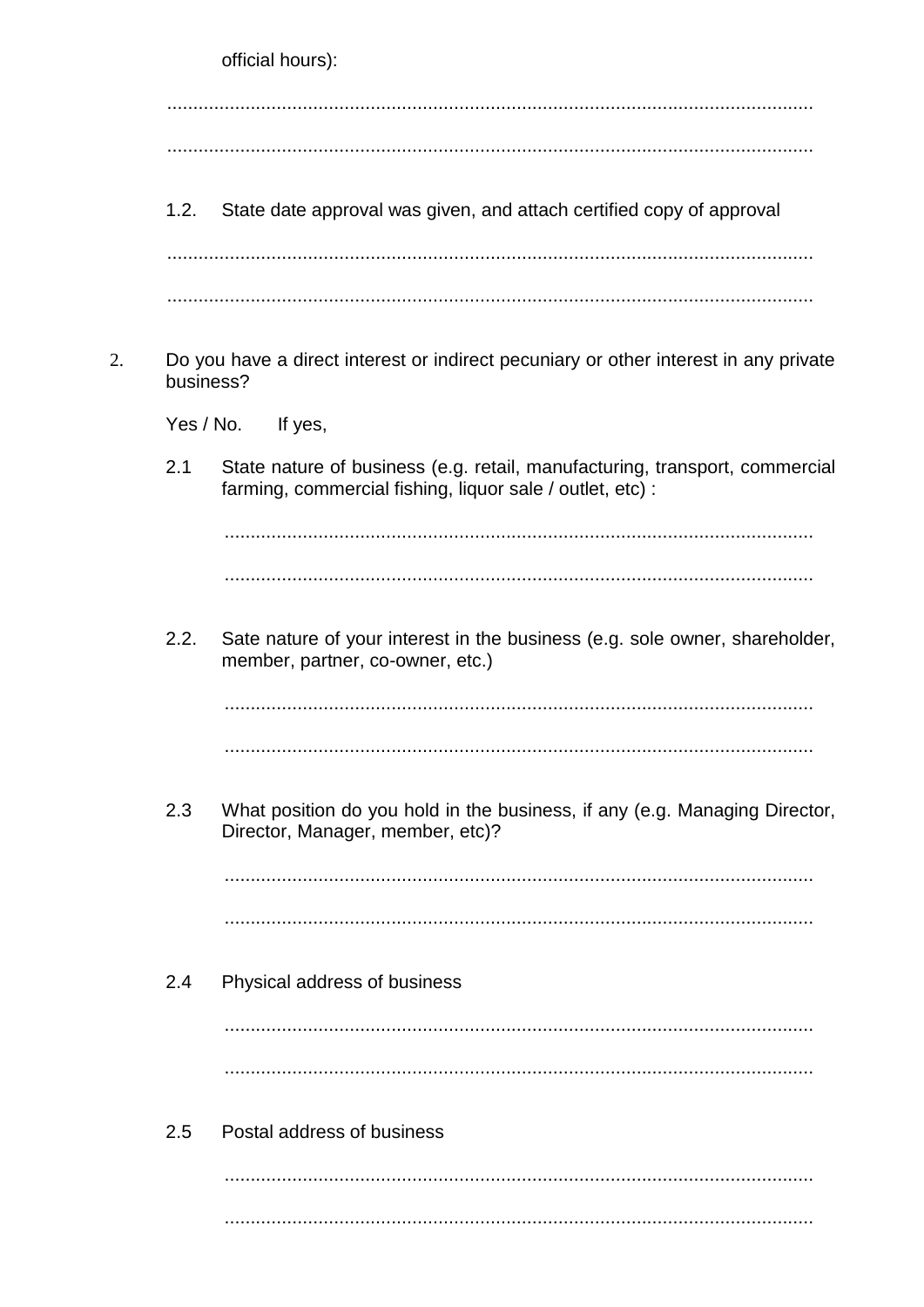official hours):

..........................................................................................................................

..........................................................................................................................

1.2. State date approval was given, and attach certified copy of approval

..........................................................................................................................

..........................................................................................................................

2. Do you have a direct interest or indirect pecuniary or other interest in any private business?

Yes / No. If yes,

2.1 State nature of business (e.g. retail, manufacturing, transport, commercial farming, commercial fishing, liquor sale / outlet, etc) :

..............................................................................................................

..............................................................................................................

2.2. Sate nature of your interest in the business (e.g. sole owner, shareholder, member, partner, co-owner, etc.)

..............................................................................................................

..............................................................................................................

2.3 What position do you hold in the business, if any (e.g. Managing Director, Director, Manager, member, etc)?

..............................................................................................................

..............................................................................................................

2.4 Physical address of business

..............................................................................................................

..............................................................................................................

2.5 Postal address of business

..............................................................................................................

..............................................................................................................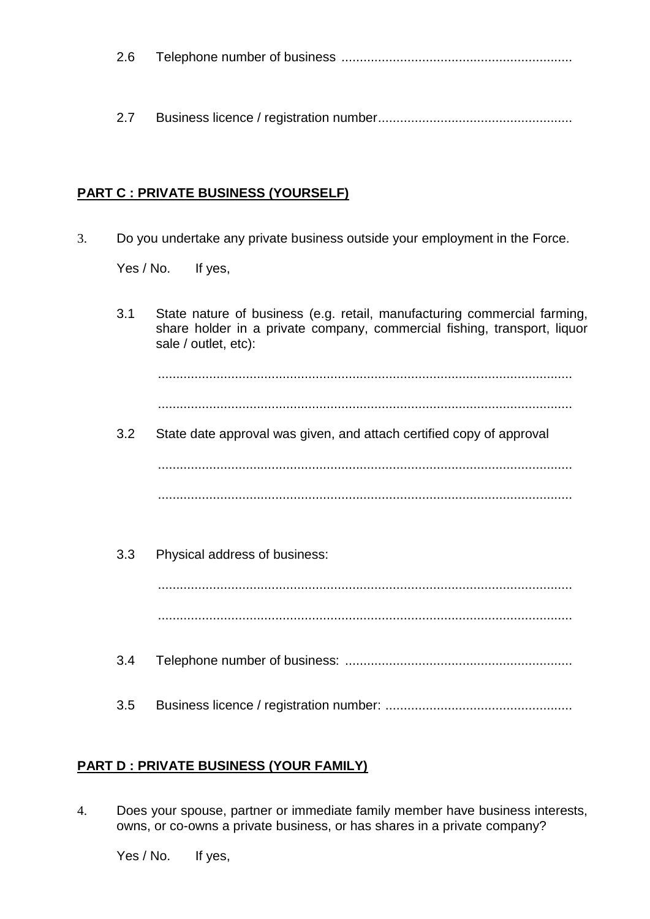2.6 Telephone number of business ..............................................................

2.7 Business licence / registration number....................................................

**PART C : PRIVATE BUSINESS (YOURSELF)**

3. Do you undertake any private business outside your employment in the Force.

   Yes / No. If yes,

   3.1 State nature of business (e.g. retail, manufacturing commercial farming, share holder in a private company, commercial fishing, transport, liquor sale / outlet, etc):

   ................................................................................................................

   ................................................................................................................

   3.2 State date approval was given, and attach certified copy of approval

   ................................................................................................................

   ................................................................................................................

   3.3 Physical address of business:

   ................................................................................................................

   ................................................................................................................

   3.4 Telephone number of business: .............................................................

   3.5 Business licence / registration number: ..................................................

**PART D : PRIVATE BUSINESS (YOUR FAMILY)**

4. Does your spouse, partner or immediate family member have business interests, owns, or co-owns a private business, or has shares in a private company?

   Yes / No. If yes,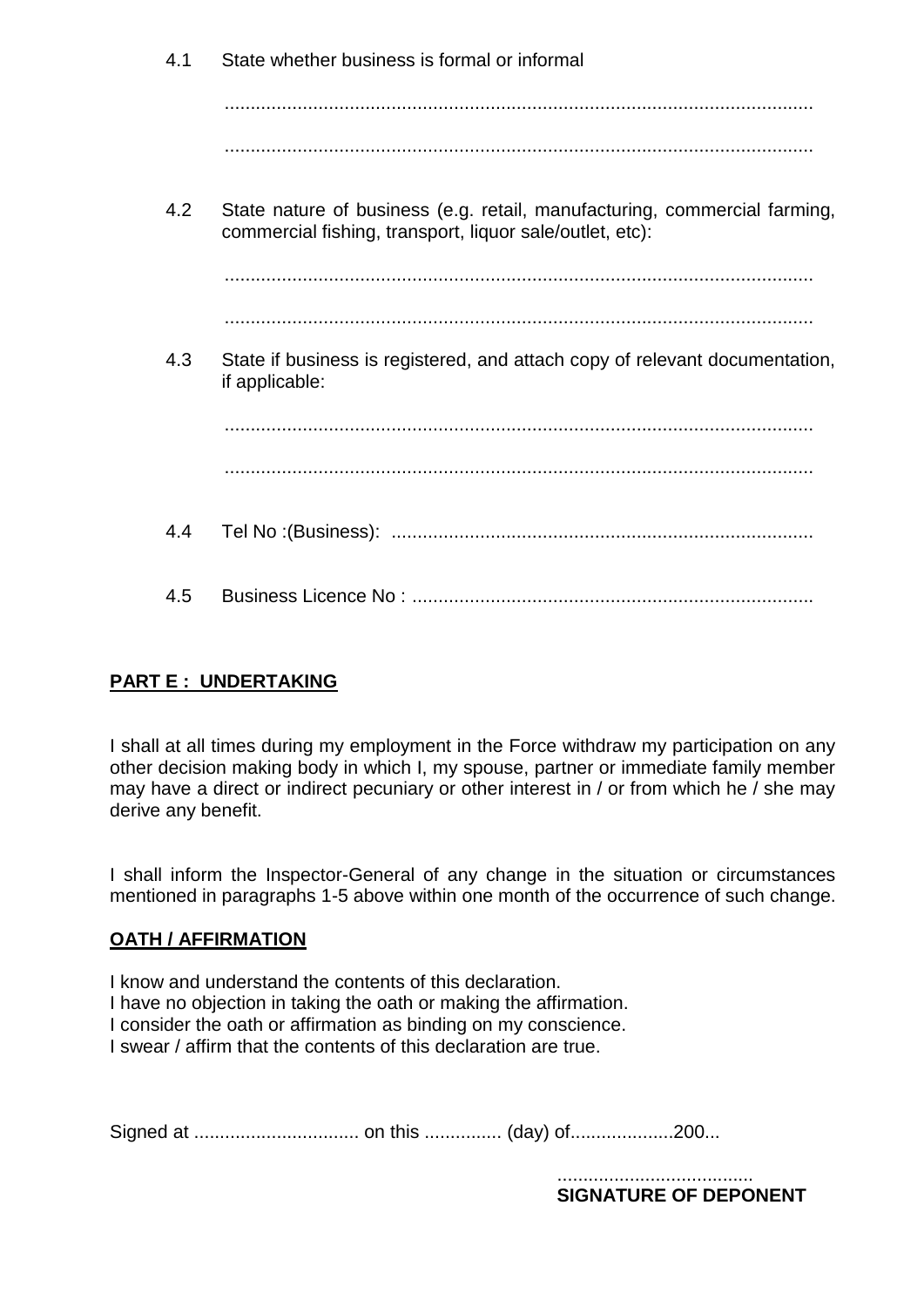4.1 State whether business is formal or informal

................................................................................................................

................................................................................................................

4.2 State nature of business (e.g. retail, manufacturing, commercial farming, commercial fishing, transport, liquor sale/outlet, etc):

................................................................................................................

................................................................................................................

4.3 State if business is registered, and attach copy of relevant documentation, if applicable:

................................................................................................................

................................................................................................................

4.4 Tel No :(Business): ................................................................................

4.5 Business Licence No : ............................................................................

**PART E : UNDERTAKING**

I shall at all times during my employment in the Force withdraw my participation on any other decision making body in which I, my spouse, partner or immediate family member may have a direct or indirect pecuniary or other interest in / or from which he / she may derive any benefit.

I shall inform the Inspector-General of any change in the situation or circumstances mentioned in paragraphs 1-5 above within one month of the occurrence of such change.

**OATH / AFFIRMATION**

I know and understand the contents of this declaration.
I have no objection in taking the oath or making the affirmation.
I consider the oath or affirmation as binding on my conscience.
I swear / affirm that the contents of this declaration are true.

Signed at ................................ on this ............... (day) of...................200...

......................................
**SIGNATURE OF DEPONENT**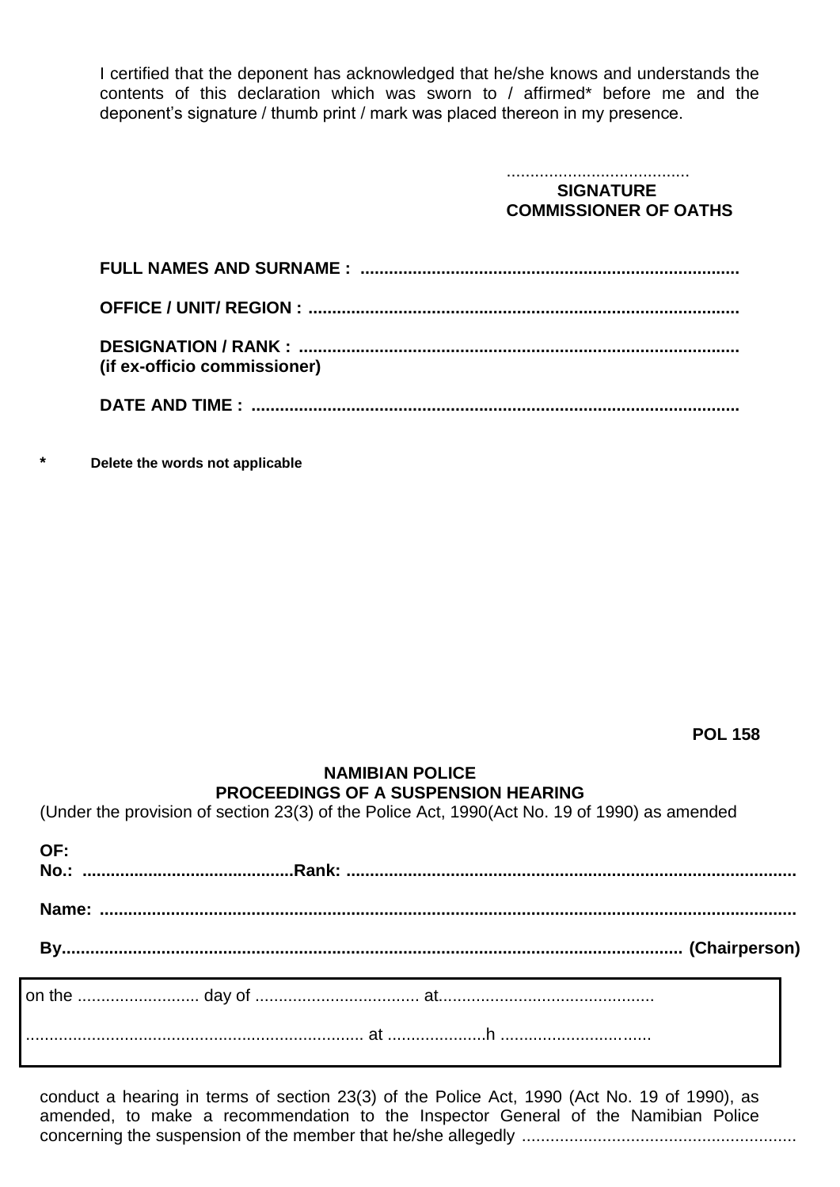I certified that the deponent has acknowledged that he/she knows and understands the contents of this declaration which was sworn to / affirmed* before me and the deponent's signature / thumb print / mark was placed thereon in my presence.

.......................................
**SIGNATURE**
**COMMISSIONER OF OATHS**

**FULL NAMES AND SURNAME : ...............................................................................**

**OFFICE / UNIT/ REGION : ..........................................................................................**

**DESIGNATION / RANK : ...........................................................................................**
**(if ex-officio commissioner)**

**DATE AND TIME : .....................................................................................................**

**\*** **Delete the words not applicable**

**POL 158**

**NAMIBIAN POLICE**
**PROCEEDINGS OF A SUSPENSION HEARING**

(Under the provision of section 23(3) of the Police Act, 1990(Act No. 19 of 1990) as amended

**OF:**
**No.: ............................................Rank: .............................................................................................**

**Name: ................................................................................................................................................**

**By................................................................................................................................ (Chairperson)**

on the .......................... day of .................................. at.............................................

....................................................................... at .....................h ................................

conduct a hearing in terms of section 23(3) of the Police Act, 1990 (Act No. 19 of 1990), as amended, to make a recommendation to the Inspector General of the Namibian Police concerning the suspension of the member that he/she allegedly ..........................................................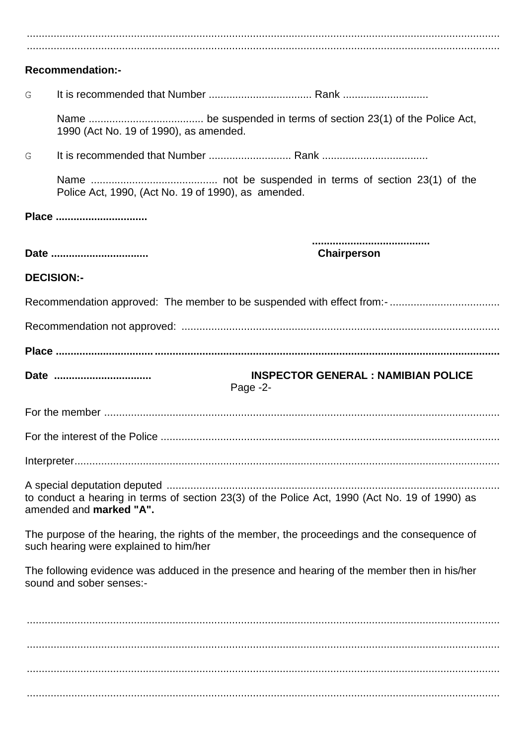..............................................................................................................................................
..............................................................................................................................................

**Recommendation:-**

- G It is recommended that Number .................................. Rank ............................

  Name ...................................... be suspended in terms of section 23(1) of the Police Act, 1990 (Act No. 19 of 1990), as amended.

- G It is recommended that Number ............................ Rank ...................................

  Name .......................................... not be suspended in terms of section 23(1) of the Police Act, 1990, (Act No. 19 of 1990), as amended.

**Place ..............................**

**.......................................**

**Date ................................ Chairperson**

**DECISION:-**

Recommendation approved: The member to be suspended with effect from:- ....................................

Recommendation not approved: .........................................................................................................

**Place ..................................................................................................................................................**

**Date ................................ INSPECTOR GENERAL : NAMIBIAN POLICE**

Page -2-

For the member ..................................................................................................................................

For the interest of the Police ...............................................................................................................

Interpreter............................................................................................................................................

A special deputation deputed ............................................................................................................. to conduct a hearing in terms of section 23(3) of the Police Act, 1990 (Act No. 19 of 1990) as amended and **marked "A".**

The purpose of the hearing, the rights of the member, the proceedings and the consequence of such hearing were explained to him/her

The following evidence was adduced in the presence and hearing of the member then in his/her sound and sober senses:-

..............................................................................................................................................

..............................................................................................................................................

..............................................................................................................................................

..............................................................................................................................................